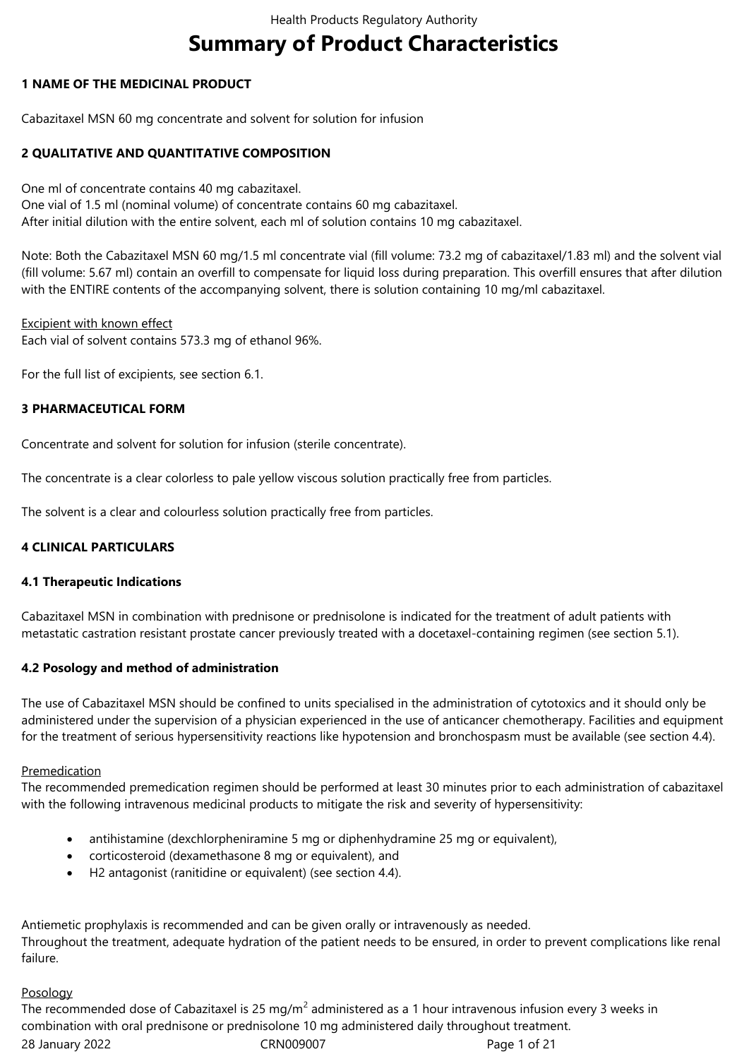# Summary of Product Characteristics

## 1 NAME OF THE MEDICINAL PRODUCT

Cabazitaxel MSN 60 mg concentrate and solvent for solution for infusion

## 2 QUALITATIVE AND QUANTITATIVE COMPOSITION

One ml of concentrate contains 40 mg cabazitaxel.
One vial of 1.5 ml (nominal volume) of concentrate contains 60 mg cabazitaxel.
After initial dilution with the entire solvent, each ml of solution contains 10 mg cabazitaxel.

Note: Both the Cabazitaxel MSN 60 mg/1.5 ml concentrate vial (fill volume: 73.2 mg of cabazitaxel/1.83 ml) and the solvent vial (fill volume: 5.67 ml) contain an overfill to compensate for liquid loss during preparation. This overfill ensures that after dilution with the ENTIRE contents of the accompanying solvent, there is solution containing 10 mg/ml cabazitaxel.

Excipient with known effect
Each vial of solvent contains 573.3 mg of ethanol 96%.

For the full list of excipients, see section 6.1.

## 3 PHARMACEUTICAL FORM

Concentrate and solvent for solution for infusion (sterile concentrate).

The concentrate is a clear colorless to pale yellow viscous solution practically free from particles.

The solvent is a clear and colourless solution practically free from particles.

## 4 CLINICAL PARTICULARS

### 4.1 Therapeutic Indications

Cabazitaxel MSN in combination with prednisone or prednisolone is indicated for the treatment of adult patients with metastatic castration resistant prostate cancer previously treated with a docetaxel-containing regimen (see section 5.1).

### 4.2 Posology and method of administration

The use of Cabazitaxel MSN should be confined to units specialised in the administration of cytotoxics and it should only be administered under the supervision of a physician experienced in the use of anticancer chemotherapy. Facilities and equipment for the treatment of serious hypersensitivity reactions like hypotension and bronchospasm must be available (see section 4.4).

Premedication
The recommended premedication regimen should be performed at least 30 minutes prior to each administration of cabazitaxel with the following intravenous medicinal products to mitigate the risk and severity of hypersensitivity:

- antihistamine (dexchlorpheniramine 5 mg or diphenhydramine 25 mg or equivalent),
- corticosteroid (dexamethasone 8 mg or equivalent), and
- H2 antagonist (ranitidine or equivalent) (see section 4.4).

Antiemetic prophylaxis is recommended and can be given orally or intravenously as needed.
Throughout the treatment, adequate hydration of the patient needs to be ensured, in order to prevent complications like renal failure.

Posology
The recommended dose of Cabazitaxel is 25 mg/m$^2$ administered as a 1 hour intravenous infusion every 3 weeks in combination with oral prednisone or prednisolone 10 mg administered daily throughout treatment.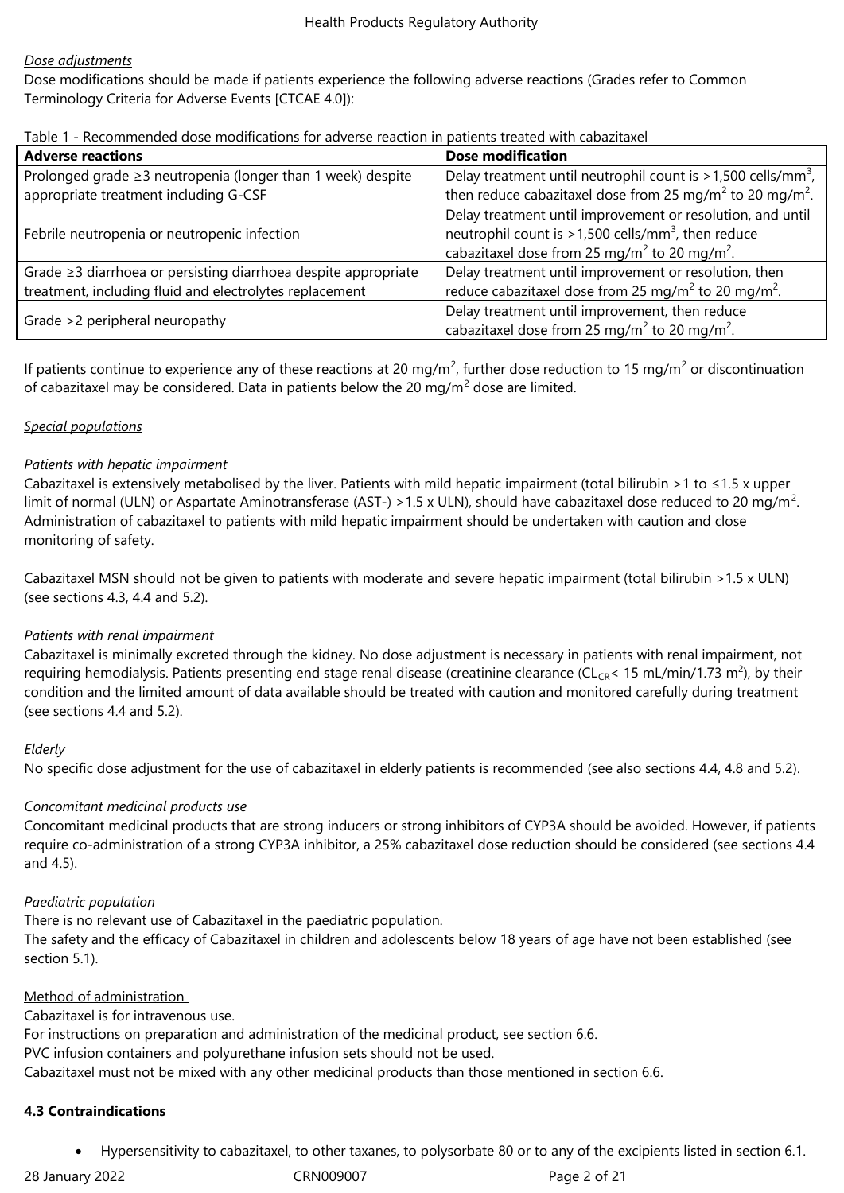*Dose adjustments*

Dose modifications should be made if patients experience the following adverse reactions (Grades refer to Common Terminology Criteria for Adverse Events [CTCAE 4.0]):

Table 1 - Recommended dose modifications for adverse reaction in patients treated with cabazitaxel

| **Adverse reactions** | **Dose modification** |
|---|---|
| Prolonged grade ≥3 neutropenia (longer than 1 week) despite appropriate treatment including G-CSF | Delay treatment until neutrophil count is >1,500 cells/mm$^3$, then reduce cabazitaxel dose from 25 mg/m$^2$ to 20 mg/m$^2$. |
| Febrile neutropenia or neutropenic infection | Delay treatment until improvement or resolution, and until neutrophil count is >1,500 cells/mm$^3$, then reduce cabazitaxel dose from 25 mg/m$^2$ to 20 mg/m$^2$. |
| Grade ≥3 diarrhoea or persisting diarrhoea despite appropriate treatment, including fluid and electrolytes replacement | Delay treatment until improvement or resolution, then reduce cabazitaxel dose from 25 mg/m$^2$ to 20 mg/m$^2$. |
| Grade >2 peripheral neuropathy | Delay treatment until improvement, then reduce cabazitaxel dose from 25 mg/m$^2$ to 20 mg/m$^2$. |

If patients continue to experience any of these reactions at 20 mg/m$^2$, further dose reduction to 15 mg/m$^2$ or discontinuation of cabazitaxel may be considered. Data in patients below the 20 mg/m$^2$ dose are limited.

Special populations

*Patients with hepatic impairment*

Cabazitaxel is extensively metabolised by the liver. Patients with mild hepatic impairment (total bilirubin >1 to ≤1.5 x upper limit of normal (ULN) or Aspartate Aminotransferase (AST-) >1.5 x ULN), should have cabazitaxel dose reduced to 20 mg/m$^2$. Administration of cabazitaxel to patients with mild hepatic impairment should be undertaken with caution and close monitoring of safety.

Cabazitaxel MSN should not be given to patients with moderate and severe hepatic impairment (total bilirubin >1.5 x ULN) (see sections 4.3, 4.4 and 5.2).

*Patients with renal impairment*

Cabazitaxel is minimally excreted through the kidney. No dose adjustment is necessary in patients with renal impairment, not requiring hemodialysis. Patients presenting end stage renal disease (creatinine clearance ($CL_{CR}$< 15 mL/min/1.73 m$^2$), by their condition and the limited amount of data available should be treated with caution and monitored carefully during treatment (see sections 4.4 and 5.2).

*Elderly*

No specific dose adjustment for the use of cabazitaxel in elderly patients is recommended (see also sections 4.4, 4.8 and 5.2).

*Concomitant medicinal products use*

Concomitant medicinal products that are strong inducers or strong inhibitors of CYP3A should be avoided. However, if patients require co-administration of a strong CYP3A inhibitor, a 25% cabazitaxel dose reduction should be considered (see sections 4.4 and 4.5).

*Paediatric population*

There is no relevant use of Cabazitaxel in the paediatric population.
The safety and the efficacy of Cabazitaxel in children and adolescents below 18 years of age have not been established (see section 5.1).

Method of administration

Cabazitaxel is for intravenous use.
For instructions on preparation and administration of the medicinal product, see section 6.6.
PVC infusion containers and polyurethane infusion sets should not be used.
Cabazitaxel must not be mixed with any other medicinal products than those mentioned in section 6.6.

**4.3 Contraindications**

- Hypersensitivity to cabazitaxel, to other taxanes, to polysorbate 80 or to any of the excipients listed in section 6.1.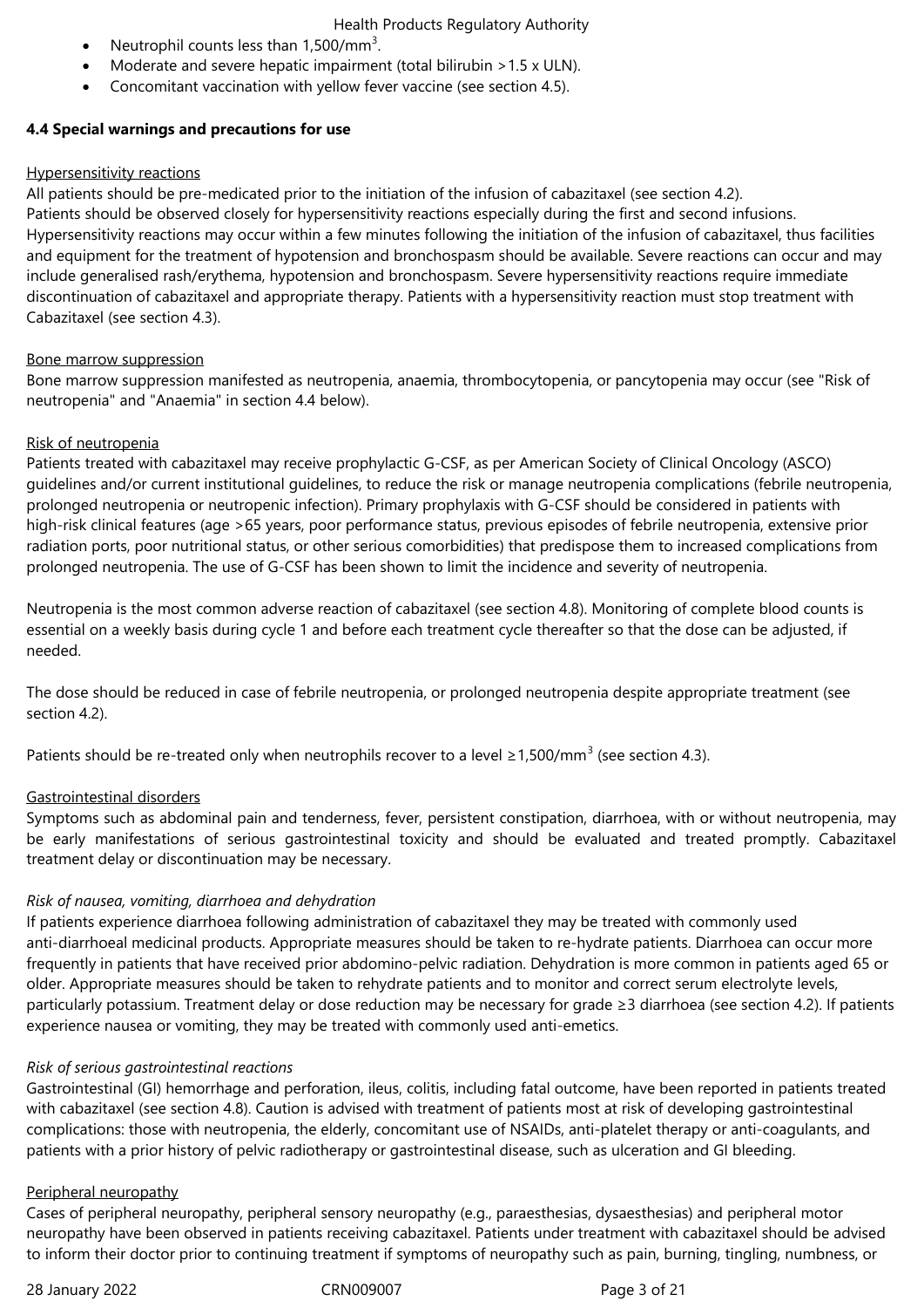- Neutrophil counts less than 1,500/mm$^3$.
- Moderate and severe hepatic impairment (total bilirubin >1.5 x ULN).
- Concomitant vaccination with yellow fever vaccine (see section 4.5).

## 4.4 Special warnings and precautions for use

Hypersensitivity reactions

All patients should be pre-medicated prior to the initiation of the infusion of cabazitaxel (see section 4.2).
Patients should be observed closely for hypersensitivity reactions especially during the first and second infusions. Hypersensitivity reactions may occur within a few minutes following the initiation of the infusion of cabazitaxel, thus facilities and equipment for the treatment of hypotension and bronchospasm should be available. Severe reactions can occur and may include generalised rash/erythema, hypotension and bronchospasm. Severe hypersensitivity reactions require immediate discontinuation of cabazitaxel and appropriate therapy. Patients with a hypersensitivity reaction must stop treatment with Cabazitaxel (see section 4.3).

Bone marrow suppression

Bone marrow suppression manifested as neutropenia, anaemia, thrombocytopenia, or pancytopenia may occur (see "Risk of neutropenia" and "Anaemia" in section 4.4 below).

Risk of neutropenia

Patients treated with cabazitaxel may receive prophylactic G-CSF, as per American Society of Clinical Oncology (ASCO) guidelines and/or current institutional guidelines, to reduce the risk or manage neutropenia complications (febrile neutropenia, prolonged neutropenia or neutropenic infection). Primary prophylaxis with G-CSF should be considered in patients with high-risk clinical features (age >65 years, poor performance status, previous episodes of febrile neutropenia, extensive prior radiation ports, poor nutritional status, or other serious comorbidities) that predispose them to increased complications from prolonged neutropenia. The use of G-CSF has been shown to limit the incidence and severity of neutropenia.

Neutropenia is the most common adverse reaction of cabazitaxel (see section 4.8). Monitoring of complete blood counts is essential on a weekly basis during cycle 1 and before each treatment cycle thereafter so that the dose can be adjusted, if needed.

The dose should be reduced in case of febrile neutropenia, or prolonged neutropenia despite appropriate treatment (see section 4.2).

Patients should be re-treated only when neutrophils recover to a level ≥1,500/mm$^3$ (see section 4.3).

Gastrointestinal disorders

Symptoms such as abdominal pain and tenderness, fever, persistent constipation, diarrhoea, with or without neutropenia, may be early manifestations of serious gastrointestinal toxicity and should be evaluated and treated promptly. Cabazitaxel treatment delay or discontinuation may be necessary.

*Risk of nausea, vomiting, diarrhoea and dehydration*

If patients experience diarrhoea following administration of cabazitaxel they may be treated with commonly used anti-diarrhoeal medicinal products. Appropriate measures should be taken to re-hydrate patients. Diarrhoea can occur more frequently in patients that have received prior abdomino-pelvic radiation. Dehydration is more common in patients aged 65 or older. Appropriate measures should be taken to rehydrate patients and to monitor and correct serum electrolyte levels, particularly potassium. Treatment delay or dose reduction may be necessary for grade ≥3 diarrhoea (see section 4.2). If patients experience nausea or vomiting, they may be treated with commonly used anti-emetics.

*Risk of serious gastrointestinal reactions*

Gastrointestinal (GI) hemorrhage and perforation, ileus, colitis, including fatal outcome, have been reported in patients treated with cabazitaxel (see section 4.8). Caution is advised with treatment of patients most at risk of developing gastrointestinal complications: those with neutropenia, the elderly, concomitant use of NSAIDs, anti-platelet therapy or anti-coagulants, and patients with a prior history of pelvic radiotherapy or gastrointestinal disease, such as ulceration and GI bleeding.

Peripheral neuropathy

Cases of peripheral neuropathy, peripheral sensory neuropathy (e.g., paraesthesias, dysaesthesias) and peripheral motor neuropathy have been observed in patients receiving cabazitaxel. Patients under treatment with cabazitaxel should be advised to inform their doctor prior to continuing treatment if symptoms of neuropathy such as pain, burning, tingling, numbness, or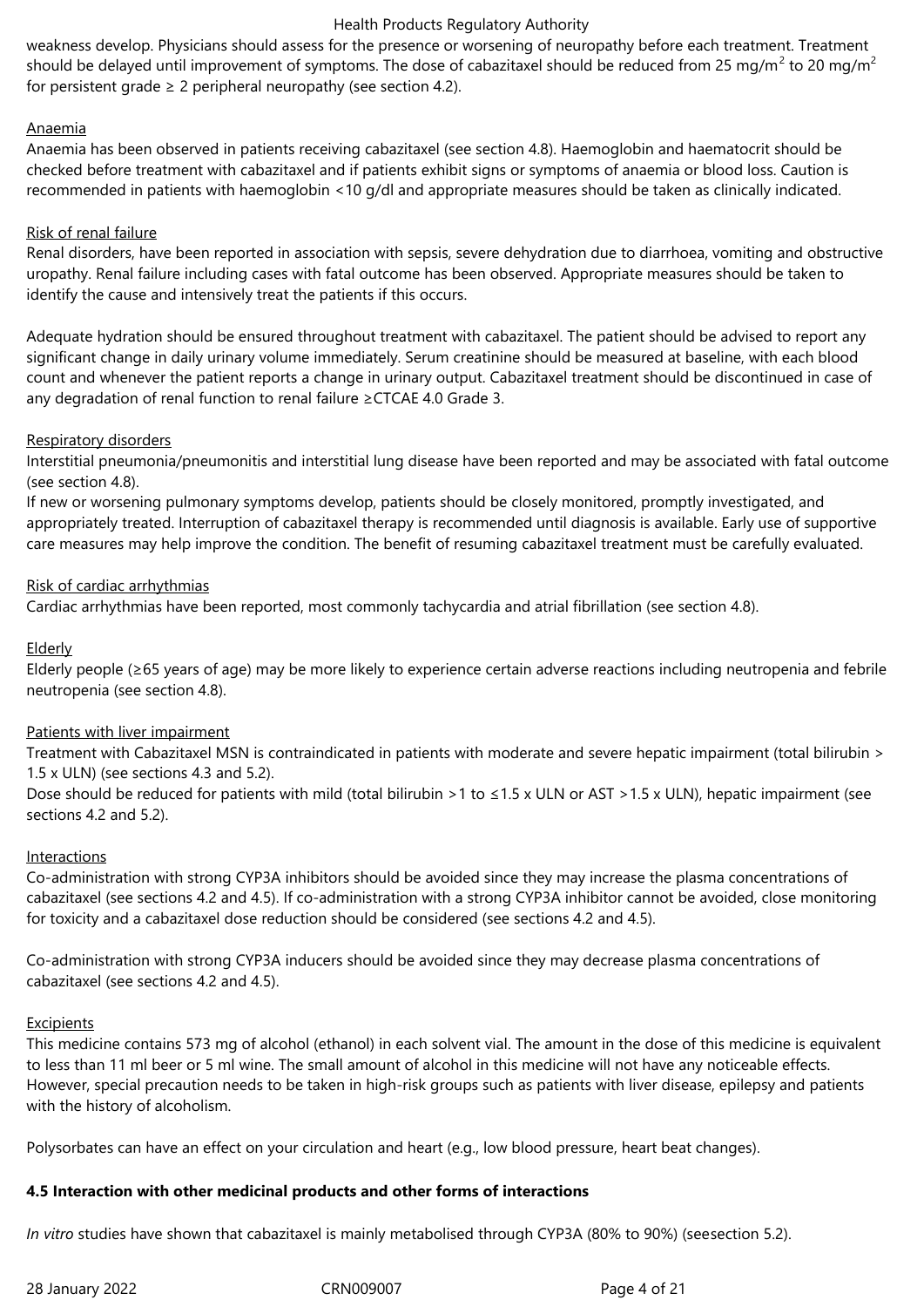weakness develop. Physicians should assess for the presence or worsening of neuropathy before each treatment. Treatment should be delayed until improvement of symptoms. The dose of cabazitaxel should be reduced from 25 mg/m$^2$ to 20 mg/m$^2$ for persistent grade ≥ 2 peripheral neuropathy (see section 4.2).

Anaemia

Anaemia has been observed in patients receiving cabazitaxel (see section 4.8). Haemoglobin and haematocrit should be checked before treatment with cabazitaxel and if patients exhibit signs or symptoms of anaemia or blood loss. Caution is recommended in patients with haemoglobin <10 g/dl and appropriate measures should be taken as clinically indicated.

Risk of renal failure

Renal disorders, have been reported in association with sepsis, severe dehydration due to diarrhoea, vomiting and obstructive uropathy. Renal failure including cases with fatal outcome has been observed. Appropriate measures should be taken to identify the cause and intensively treat the patients if this occurs.

Adequate hydration should be ensured throughout treatment with cabazitaxel. The patient should be advised to report any significant change in daily urinary volume immediately. Serum creatinine should be measured at baseline, with each blood count and whenever the patient reports a change in urinary output. Cabazitaxel treatment should be discontinued in case of any degradation of renal function to renal failure ≥CTCAE 4.0 Grade 3.

Respiratory disorders

Interstitial pneumonia/pneumonitis and interstitial lung disease have been reported and may be associated with fatal outcome (see section 4.8).

If new or worsening pulmonary symptoms develop, patients should be closely monitored, promptly investigated, and appropriately treated. Interruption of cabazitaxel therapy is recommended until diagnosis is available. Early use of supportive care measures may help improve the condition. The benefit of resuming cabazitaxel treatment must be carefully evaluated.

Risk of cardiac arrhythmias

Cardiac arrhythmias have been reported, most commonly tachycardia and atrial fibrillation (see section 4.8).

Elderly

Elderly people (≥65 years of age) may be more likely to experience certain adverse reactions including neutropenia and febrile neutropenia (see section 4.8).

Patients with liver impairment

Treatment with Cabazitaxel MSN is contraindicated in patients with moderate and severe hepatic impairment (total bilirubin > 1.5 x ULN) (see sections 4.3 and 5.2).

Dose should be reduced for patients with mild (total bilirubin >1 to ≤1.5 x ULN or AST >1.5 x ULN), hepatic impairment (see sections 4.2 and 5.2).

Interactions

Co-administration with strong CYP3A inhibitors should be avoided since they may increase the plasma concentrations of cabazitaxel (see sections 4.2 and 4.5). If co-administration with a strong CYP3A inhibitor cannot be avoided, close monitoring for toxicity and a cabazitaxel dose reduction should be considered (see sections 4.2 and 4.5).

Co-administration with strong CYP3A inducers should be avoided since they may decrease plasma concentrations of cabazitaxel (see sections 4.2 and 4.5).

Excipients

This medicine contains 573 mg of alcohol (ethanol) in each solvent vial. The amount in the dose of this medicine is equivalent to less than 11 ml beer or 5 ml wine. The small amount of alcohol in this medicine will not have any noticeable effects. However, special precaution needs to be taken in high-risk groups such as patients with liver disease, epilepsy and patients with the history of alcoholism.

Polysorbates can have an effect on your circulation and heart (e.g., low blood pressure, heart beat changes).

**4.5 Interaction with other medicinal products and other forms of interactions**

*In vitro* studies have shown that cabazitaxel is mainly metabolised through CYP3A (80% to 90%) (seesection 5.2).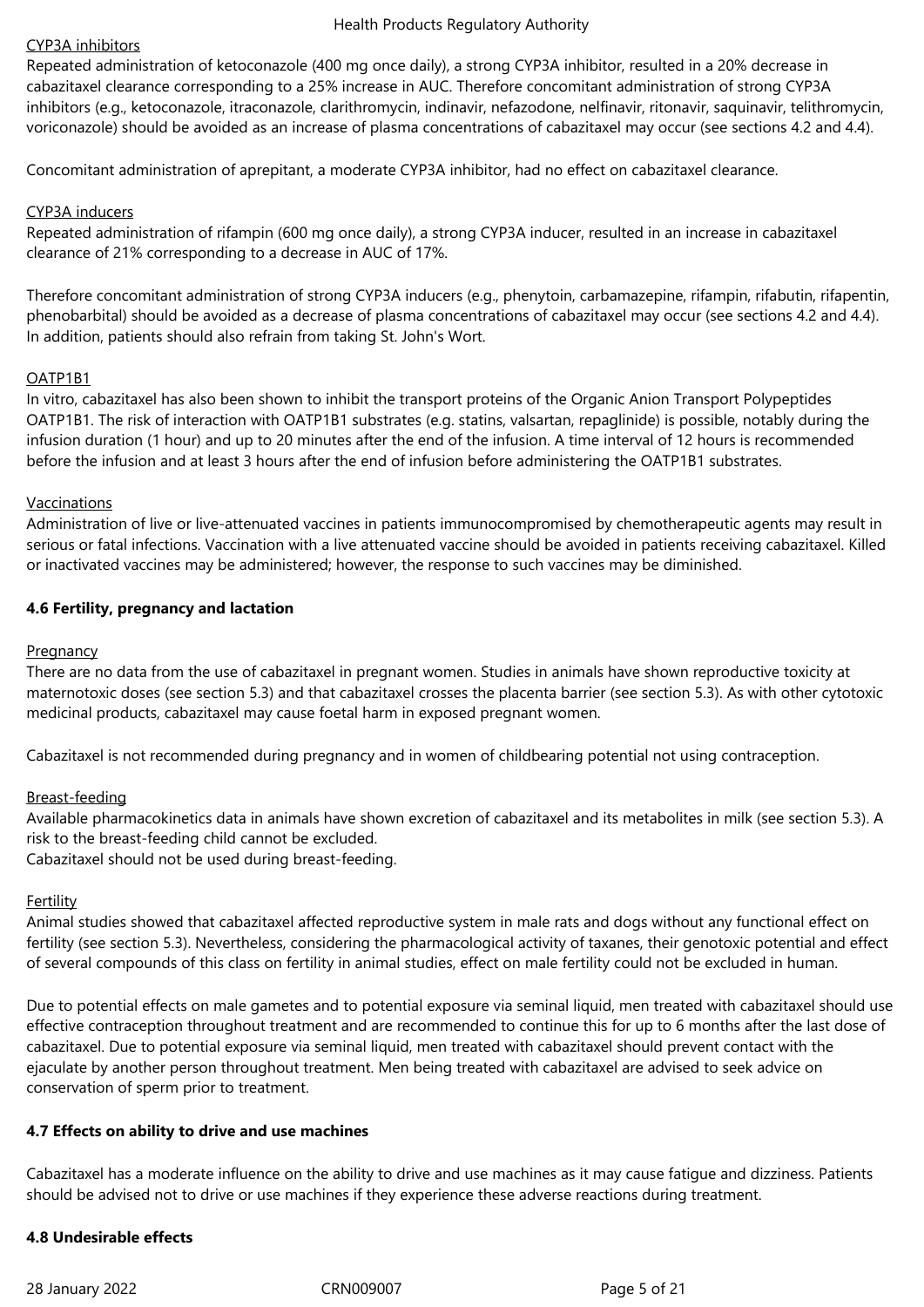CYP3A inhibitors

Repeated administration of ketoconazole (400 mg once daily), a strong CYP3A inhibitor, resulted in a 20% decrease in cabazitaxel clearance corresponding to a 25% increase in AUC. Therefore concomitant administration of strong CYP3A inhibitors (e.g., ketoconazole, itraconazole, clarithromycin, indinavir, nefazodone, nelfinavir, ritonavir, saquinavir, telithromycin, voriconazole) should be avoided as an increase of plasma concentrations of cabazitaxel may occur (see sections 4.2 and 4.4).

Concomitant administration of aprepitant, a moderate CYP3A inhibitor, had no effect on cabazitaxel clearance.

CYP3A inducers

Repeated administration of rifampin (600 mg once daily), a strong CYP3A inducer, resulted in an increase in cabazitaxel clearance of 21% corresponding to a decrease in AUC of 17%.

Therefore concomitant administration of strong CYP3A inducers (e.g., phenytoin, carbamazepine, rifampin, rifabutin, rifapentin, phenobarbital) should be avoided as a decrease of plasma concentrations of cabazitaxel may occur (see sections 4.2 and 4.4). In addition, patients should also refrain from taking St. John's Wort.

OATP1B1

In vitro, cabazitaxel has also been shown to inhibit the transport proteins of the Organic Anion Transport Polypeptides OATP1B1. The risk of interaction with OATP1B1 substrates (e.g. statins, valsartan, repaglinide) is possible, notably during the infusion duration (1 hour) and up to 20 minutes after the end of the infusion. A time interval of 12 hours is recommended before the infusion and at least 3 hours after the end of infusion before administering the OATP1B1 substrates.

Vaccinations

Administration of live or live-attenuated vaccines in patients immunocompromised by chemotherapeutic agents may result in serious or fatal infections. Vaccination with a live attenuated vaccine should be avoided in patients receiving cabazitaxel. Killed or inactivated vaccines may be administered; however, the response to such vaccines may be diminished.

**4.6 Fertility, pregnancy and lactation**

Pregnancy

There are no data from the use of cabazitaxel in pregnant women. Studies in animals have shown reproductive toxicity at maternotoxic doses (see section 5.3) and that cabazitaxel crosses the placenta barrier (see section 5.3). As with other cytotoxic medicinal products, cabazitaxel may cause foetal harm in exposed pregnant women.

Cabazitaxel is not recommended during pregnancy and in women of childbearing potential not using contraception.

Breast-feeding

Available pharmacokinetics data in animals have shown excretion of cabazitaxel and its metabolites in milk (see section 5.3). A risk to the breast-feeding child cannot be excluded.
Cabazitaxel should not be used during breast-feeding.

Fertility

Animal studies showed that cabazitaxel affected reproductive system in male rats and dogs without any functional effect on fertility (see section 5.3). Nevertheless, considering the pharmacological activity of taxanes, their genotoxic potential and effect of several compounds of this class on fertility in animal studies, effect on male fertility could not be excluded in human.

Due to potential effects on male gametes and to potential exposure via seminal liquid, men treated with cabazitaxel should use effective contraception throughout treatment and are recommended to continue this for up to 6 months after the last dose of cabazitaxel. Due to potential exposure via seminal liquid, men treated with cabazitaxel should prevent contact with the ejaculate by another person throughout treatment. Men being treated with cabazitaxel are advised to seek advice on conservation of sperm prior to treatment.

**4.7 Effects on ability to drive and use machines**

Cabazitaxel has a moderate influence on the ability to drive and use machines as it may cause fatigue and dizziness. Patients should be advised not to drive or use machines if they experience these adverse reactions during treatment.

**4.8 Undesirable effects**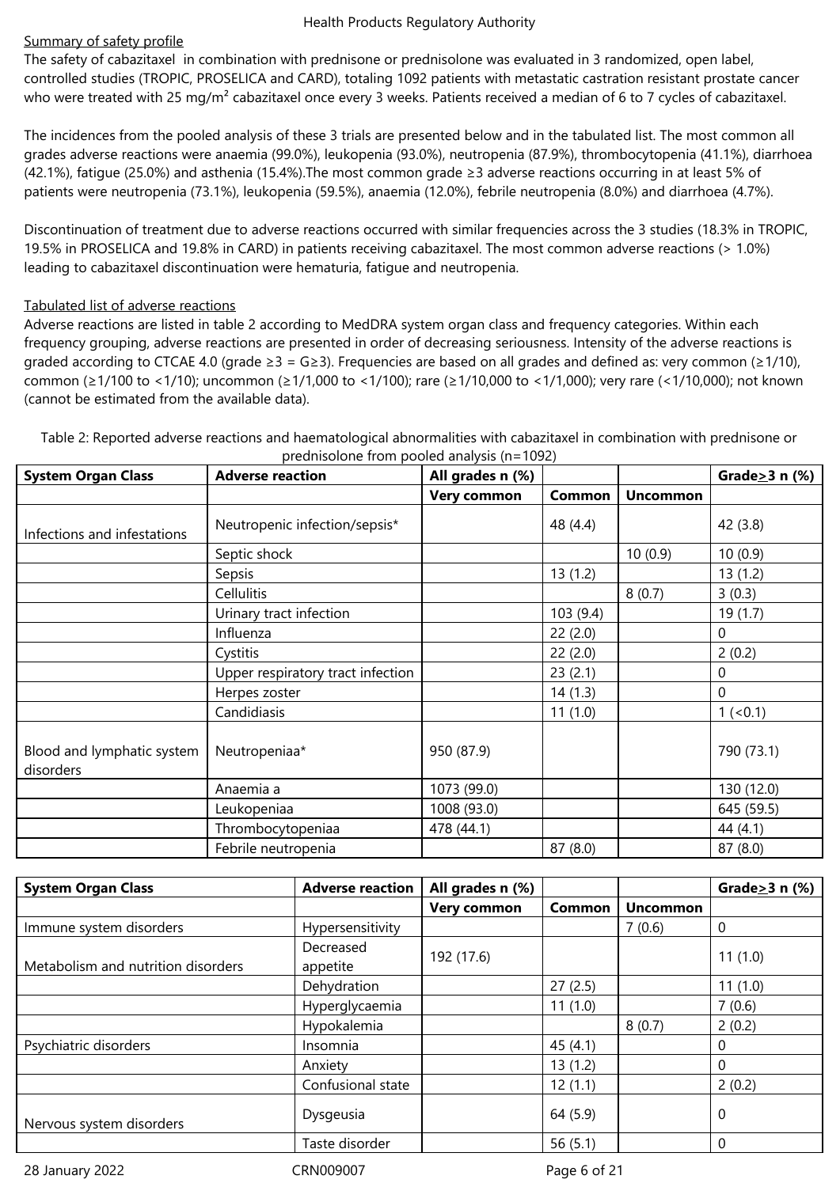Summary of safety profile

The safety of cabazitaxel in combination with prednisone or prednisolone was evaluated in 3 randomized, open label, controlled studies (TROPIC, PROSELICA and CARD), totaling 1092 patients with metastatic castration resistant prostate cancer who were treated with 25 mg/m² cabazitaxel once every 3 weeks. Patients received a median of 6 to 7 cycles of cabazitaxel.

The incidences from the pooled analysis of these 3 trials are presented below and in the tabulated list. The most common all grades adverse reactions were anaemia (99.0%), leukopenia (93.0%), neutropenia (87.9%), thrombocytopenia (41.1%), diarrhoea (42.1%), fatigue (25.0%) and asthenia (15.4%).The most common grade ≥3 adverse reactions occurring in at least 5% of patients were neutropenia (73.1%), leukopenia (59.5%), anaemia (12.0%), febrile neutropenia (8.0%) and diarrhoea (4.7%).

Discontinuation of treatment due to adverse reactions occurred with similar frequencies across the 3 studies (18.3% in TROPIC, 19.5% in PROSELICA and 19.8% in CARD) in patients receiving cabazitaxel. The most common adverse reactions (> 1.0%) leading to cabazitaxel discontinuation were hematuria, fatigue and neutropenia.

Tabulated list of adverse reactions

Adverse reactions are listed in table 2 according to MedDRA system organ class and frequency categories. Within each frequency grouping, adverse reactions are presented in order of decreasing seriousness. Intensity of the adverse reactions is graded according to CTCAE 4.0 (grade ≥3 = G≥3). Frequencies are based on all grades and defined as: very common (≥1/10), common (≥1/100 to <1/10); uncommon (≥1/1,000 to <1/100); rare (≥1/10,000 to <1/1,000); very rare (<1/10,000); not known (cannot be estimated from the available data).

Table 2: Reported adverse reactions and haematological abnormalities with cabazitaxel in combination with prednisone or prednisolone from pooled analysis (n=1092)

| System Organ Class | Adverse reaction | All grades n (%) | | | Grade≥3 n (%) |
|---|---|---|---|---|---|
| | | Very common | Common | Uncommon | |
| Infections and infestations | Neutropenic infection/sepsis* | | 48 (4.4) | | 42 (3.8) |
| | Septic shock | | | 10 (0.9) | 10 (0.9) |
| | Sepsis | | 13 (1.2) | | 13 (1.2) |
| | Cellulitis | | | 8 (0.7) | 3 (0.3) |
| | Urinary tract infection | | 103 (9.4) | | 19 (1.7) |
| | Influenza | | 22 (2.0) | | 0 |
| | Cystitis | | 22 (2.0) | | 2 (0.2) |
| | Upper respiratory tract infection | | 23 (2.1) | | 0 |
| | Herpes zoster | | 14 (1.3) | | 0 |
| | Candidiasis | | 11 (1.0) | | 1 (<0.1) |
| Blood and lymphatic system disorders | Neutropeniaa* | 950 (87.9) | | | 790 (73.1) |
| | Anaemia a | 1073 (99.0) | | | 130 (12.0) |
| | Leukopeniaa | 1008 (93.0) | | | 645 (59.5) |
| | Thrombocytopeniaa | 478 (44.1) | | | 44 (4.1) |
| | Febrile neutropenia | | 87 (8.0) | | 87 (8.0) |

| System Organ Class | Adverse reaction | All grades n (%) | | | Grade≥3 n (%) |
|---|---|---|---|---|---|
| | | Very common | Common | Uncommon | |
| Immune system disorders | Hypersensitivity | | | 7 (0.6) | 0 |
| Metabolism and nutrition disorders | Decreased appetite | 192 (17.6) | | | 11 (1.0) |
| | Dehydration | | 27 (2.5) | | 11 (1.0) |
| | Hyperglycaemia | | 11 (1.0) | | 7 (0.6) |
| | Hypokalemia | | | 8 (0.7) | 2 (0.2) |
| Psychiatric disorders | Insomnia | | 45 (4.1) | | 0 |
| | Anxiety | | 13 (1.2) | | 0 |
| | Confusional state | | 12 (1.1) | | 2 (0.2) |
| Nervous system disorders | Dysgeusia | | 64 (5.9) | | 0 |
| | Taste disorder | | 56 (5.1) | | 0 |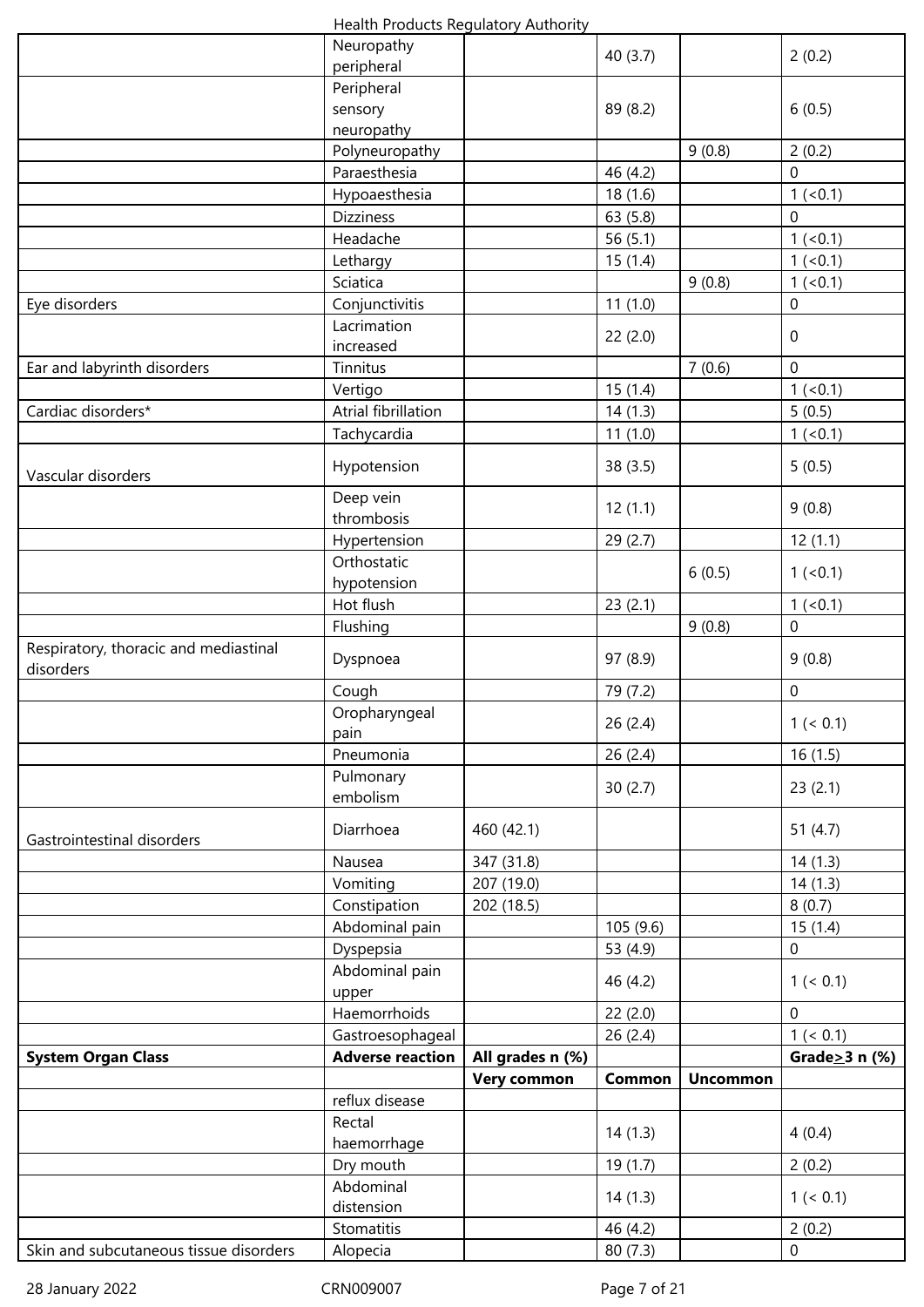| System Organ Class | Adverse reaction | All grades n (%) | | | Grade ≥3 n (%) |
|---|---|---|---|---|---|
| | | **Very common** | **Common** | **Uncommon** | |
| | Neuropathy peripheral | | 40 (3.7) | | 2 (0.2) |
| | Peripheral sensory neuropathy | | 89 (8.2) | | 6 (0.5) |
| | Polyneuropathy | | | 9 (0.8) | 2 (0.2) |
| | Paraesthesia | | 46 (4.2) | | 0 |
| | Hypoaesthesia | | 18 (1.6) | | 1 (<0.1) |
| | Dizziness | | 63 (5.8) | | 0 |
| | Headache | | 56 (5.1) | | 1 (<0.1) |
| | Lethargy | | 15 (1.4) | | 1 (<0.1) |
| | Sciatica | | | 9 (0.8) | 1 (<0.1) |
| Eye disorders | Conjunctivitis | | 11 (1.0) | | 0 |
| | Lacrimation increased | | 22 (2.0) | | 0 |
| Ear and labyrinth disorders | Tinnitus | | | 7 (0.6) | 0 |
| | Vertigo | | 15 (1.4) | | 1 (<0.1) |
| Cardiac disorders* | Atrial fibrillation | | 14 (1.3) | | 5 (0.5) |
| | Tachycardia | | 11 (1.0) | | 1 (<0.1) |
| Vascular disorders | Hypotension | | 38 (3.5) | | 5 (0.5) |
| | Deep vein thrombosis | | 12 (1.1) | | 9 (0.8) |
| | Hypertension | | 29 (2.7) | | 12 (1.1) |
| | Orthostatic hypotension | | | 6 (0.5) | 1 (<0.1) |
| | Hot flush | | 23 (2.1) | | 1 (<0.1) |
| | Flushing | | | 9 (0.8) | 0 |
| Respiratory, thoracic and mediastinal disorders | Dyspnoea | | 97 (8.9) | | 9 (0.8) |
| | Cough | | 79 (7.2) | | 0 |
| | Oropharyngeal pain | | 26 (2.4) | | 1 (< 0.1) |
| | Pneumonia | | 26 (2.4) | | 16 (1.5) |
| | Pulmonary embolism | | 30 (2.7) | | 23 (2.1) |
| Gastrointestinal disorders | Diarrhoea | 460 (42.1) | | | 51 (4.7) |
| | Nausea | 347 (31.8) | | | 14 (1.3) |
| | Vomiting | 207 (19.0) | | | 14 (1.3) |
| | Constipation | 202 (18.5) | | | 8 (0.7) |
| | Abdominal pain | | 105 (9.6) | | 15 (1.4) |
| | Dyspepsia | | 53 (4.9) | | 0 |
| | Abdominal pain upper | | 46 (4.2) | | 1 (< 0.1) |
| | Haemorrhoids | | 22 (2.0) | | 0 |
| | Gastroesophageal reflux disease | | 26 (2.4) | | 1 (< 0.1) |
| | Rectal haemorrhage | | 14 (1.3) | | 4 (0.4) |
| | Dry mouth | | 19 (1.7) | | 2 (0.2) |
| | Abdominal distension | | 14 (1.3) | | 1 (< 0.1) |
| | Stomatitis | | 46 (4.2) | | 2 (0.2) |
| Skin and subcutaneous tissue disorders | Alopecia | | 80 (7.3) | | 0 |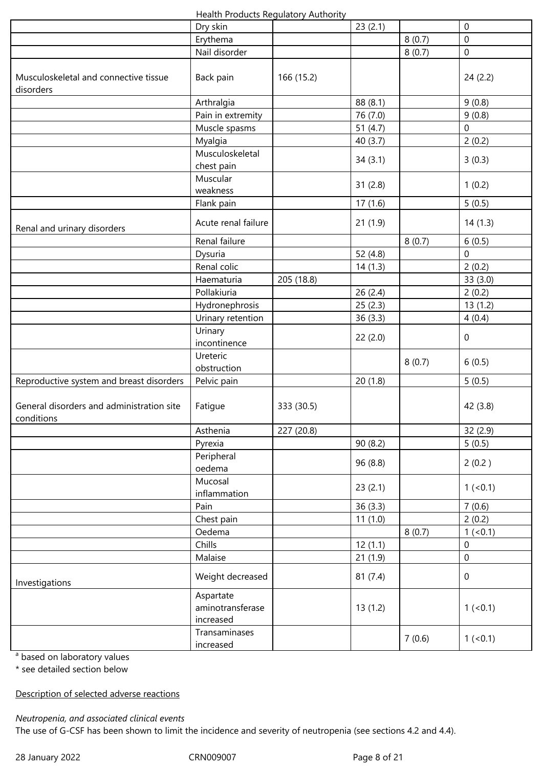| | | | | | |
|---|---|---|---|---|---|
| | Dry skin | | 23 (2.1) | | 0 |
| | Erythema | | | 8 (0.7) | 0 |
| | Nail disorder | | | 8 (0.7) | 0 |
| Musculoskeletal and connective tissue disorders | Back pain | 166 (15.2) | | | 24 (2.2) |
| | Arthralgia | | 88 (8.1) | | 9 (0.8) |
| | Pain in extremity | | 76 (7.0) | | 9 (0.8) |
| | Muscle spasms | | 51 (4.7) | | 0 |
| | Myalgia | | 40 (3.7) | | 2 (0.2) |
| | Musculoskeletal chest pain | | 34 (3.1) | | 3 (0.3) |
| | Muscular weakness | | 31 (2.8) | | 1 (0.2) |
| | Flank pain | | 17 (1.6) | | 5 (0.5) |
| Renal and urinary disorders | Acute renal failure | | 21 (1.9) | | 14 (1.3) |
| | Renal failure | | | 8 (0.7) | 6 (0.5) |
| | Dysuria | | 52 (4.8) | | 0 |
| | Renal colic | | 14 (1.3) | | 2 (0.2) |
| | Haematuria | 205 (18.8) | | | 33 (3.0) |
| | Pollakiuria | | 26 (2.4) | | 2 (0.2) |
| | Hydronephrosis | | 25 (2.3) | | 13 (1.2) |
| | Urinary retention | | 36 (3.3) | | 4 (0.4) |
| | Urinary incontinence | | 22 (2.0) | | 0 |
| | Ureteric obstruction | | | 8 (0.7) | 6 (0.5) |
| Reproductive system and breast disorders | Pelvic pain | | 20 (1.8) | | 5 (0.5) |
| General disorders and administration site conditions | Fatigue | 333 (30.5) | | | 42 (3.8) |
| | Asthenia | 227 (20.8) | | | 32 (2.9) |
| | Pyrexia | | 90 (8.2) | | 5 (0.5) |
| | Peripheral oedema | | 96 (8.8) | | 2 (0.2 ) |
| | Mucosal inflammation | | 23 (2.1) | | 1 (<0.1) |
| | Pain | | 36 (3.3) | | 7 (0.6) |
| | Chest pain | | 11 (1.0) | | 2 (0.2) |
| | Oedema | | | 8 (0.7) | 1 (<0.1) |
| | Chills | | 12 (1.1) | | 0 |
| | Malaise | | 21 (1.9) | | 0 |
| Investigations | Weight decreased | | 81 (7.4) | | 0 |
| | Aspartate aminotransferase increased | | 13 (1.2) | | 1 (<0.1) |
| | Transaminases increased | | | 7 (0.6) | 1 (<0.1) |

[a] based on laboratory values

* see detailed section below

Description of selected adverse reactions

*Neutropenia, and associated clinical events*

The use of G-CSF has been shown to limit the incidence and severity of neutropenia (see sections 4.2 and 4.4).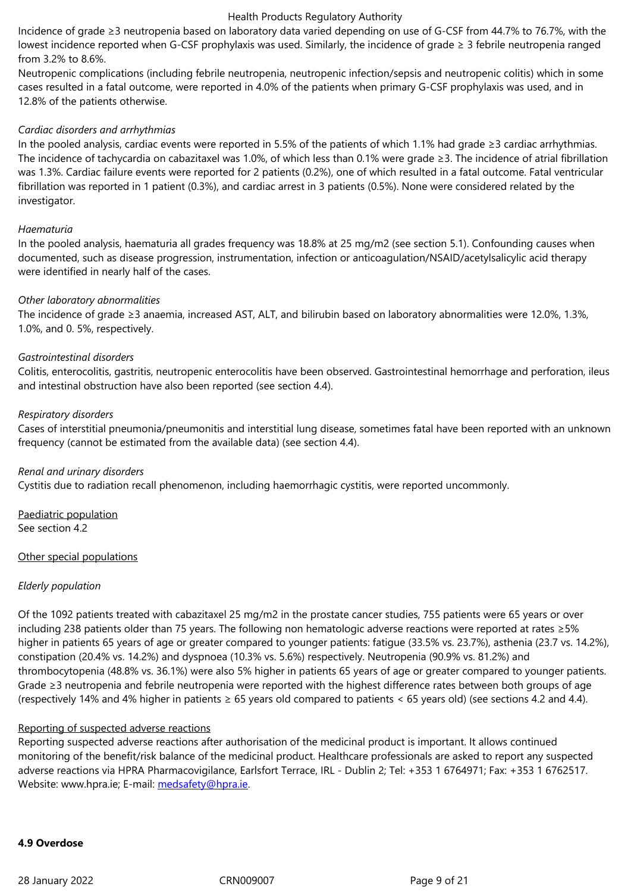Incidence of grade ≥3 neutropenia based on laboratory data varied depending on use of G-CSF from 44.7% to 76.7%, with the lowest incidence reported when G-CSF prophylaxis was used. Similarly, the incidence of grade ≥ 3 febrile neutropenia ranged from 3.2% to 8.6%.

Neutropenic complications (including febrile neutropenia, neutropenic infection/sepsis and neutropenic colitis) which in some cases resulted in a fatal outcome, were reported in 4.0% of the patients when primary G-CSF prophylaxis was used, and in 12.8% of the patients otherwise.

*Cardiac disorders and arrhythmias*

In the pooled analysis, cardiac events were reported in 5.5% of the patients of which 1.1% had grade ≥3 cardiac arrhythmias. The incidence of tachycardia on cabazitaxel was 1.0%, of which less than 0.1% were grade ≥3. The incidence of atrial fibrillation was 1.3%. Cardiac failure events were reported for 2 patients (0.2%), one of which resulted in a fatal outcome. Fatal ventricular fibrillation was reported in 1 patient (0.3%), and cardiac arrest in 3 patients (0.5%). None were considered related by the investigator.

*Haematuria*

In the pooled analysis, haematuria all grades frequency was 18.8% at 25 mg/m2 (see section 5.1). Confounding causes when documented, such as disease progression, instrumentation, infection or anticoagulation/NSAID/acetylsalicylic acid therapy were identified in nearly half of the cases.

*Other laboratory abnormalities*

The incidence of grade ≥3 anaemia, increased AST, ALT, and bilirubin based on laboratory abnormalities were 12.0%, 1.3%, 1.0%, and 0. 5%, respectively.

*Gastrointestinal disorders*

Colitis, enterocolitis, gastritis, neutropenic enterocolitis have been observed. Gastrointestinal hemorrhage and perforation, ileus and intestinal obstruction have also been reported (see section 4.4).

*Respiratory disorders*

Cases of interstitial pneumonia/pneumonitis and interstitial lung disease, sometimes fatal have been reported with an unknown frequency (cannot be estimated from the available data) (see section 4.4).

*Renal and urinary disorders*

Cystitis due to radiation recall phenomenon, including haemorrhagic cystitis, were reported uncommonly.

Paediatric population

See section 4.2

Other special populations

*Elderly population*

Of the 1092 patients treated with cabazitaxel 25 mg/m2 in the prostate cancer studies, 755 patients were 65 years or over including 238 patients older than 75 years. The following non hematologic adverse reactions were reported at rates ≥5% higher in patients 65 years of age or greater compared to younger patients: fatigue (33.5% vs. 23.7%), asthenia (23.7 vs. 14.2%), constipation (20.4% vs. 14.2%) and dyspnoea (10.3% vs. 5.6%) respectively. Neutropenia (90.9% vs. 81.2%) and thrombocytopenia (48.8% vs. 36.1%) were also 5% higher in patients 65 years of age or greater compared to younger patients. Grade ≥3 neutropenia and febrile neutropenia were reported with the highest difference rates between both groups of age (respectively 14% and 4% higher in patients ≥ 65 years old compared to patients < 65 years old) (see sections 4.2 and 4.4).

Reporting of suspected adverse reactions

Reporting suspected adverse reactions after authorisation of the medicinal product is important. It allows continued monitoring of the benefit/risk balance of the medicinal product. Healthcare professionals are asked to report any suspected adverse reactions via HPRA Pharmacovigilance, Earlsfort Terrace, IRL - Dublin 2; Tel: +353 1 6764971; Fax: +353 1 6762517. Website: www.hpra.ie; E-mail: medsafety@hpra.ie.

**4.9 Overdose**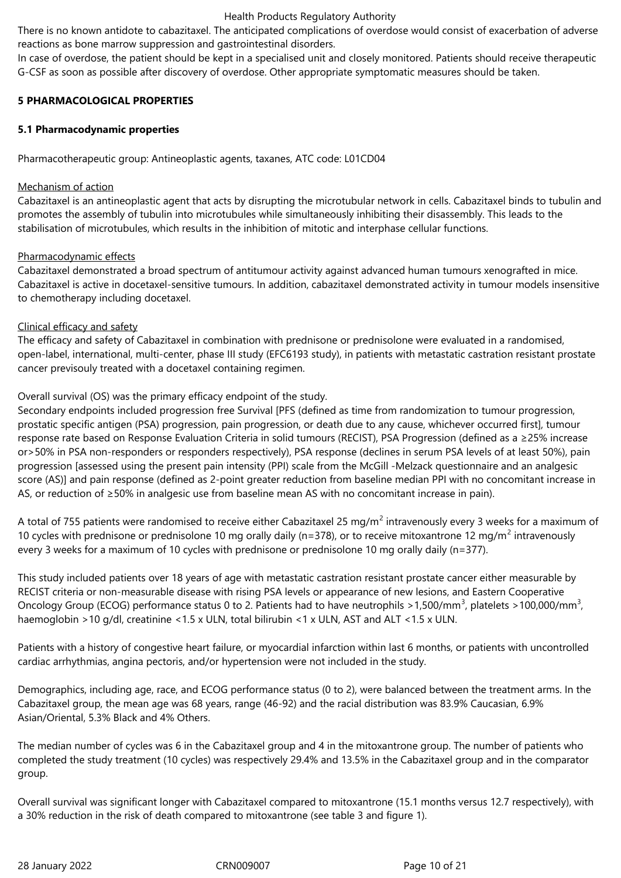There is no known antidote to cabazitaxel. The anticipated complications of overdose would consist of exacerbation of adverse reactions as bone marrow suppression and gastrointestinal disorders.
In case of overdose, the patient should be kept in a specialised unit and closely monitored. Patients should receive therapeutic G-CSF as soon as possible after discovery of overdose. Other appropriate symptomatic measures should be taken.

## 5 PHARMACOLOGICAL PROPERTIES

### 5.1 Pharmacodynamic properties

Pharmacotherapeutic group: Antineoplastic agents, taxanes, ATC code: L01CD04

Mechanism of action
Cabazitaxel is an antineoplastic agent that acts by disrupting the microtubular network in cells. Cabazitaxel binds to tubulin and promotes the assembly of tubulin into microtubules while simultaneously inhibiting their disassembly. This leads to the stabilisation of microtubules, which results in the inhibition of mitotic and interphase cellular functions.

Pharmacodynamic effects
Cabazitaxel demonstrated a broad spectrum of antitumour activity against advanced human tumours xenografted in mice. Cabazitaxel is active in docetaxel-sensitive tumours. In addition, cabazitaxel demonstrated activity in tumour models insensitive to chemotherapy including docetaxel.

Clinical efficacy and safety
The efficacy and safety of Cabazitaxel in combination with prednisone or prednisolone were evaluated in a randomised, open-label, international, multi-center, phase III study (EFC6193 study), in patients with metastatic castration resistant prostate cancer previsouly treated with a docetaxel containing regimen.

Overall survival (OS) was the primary efficacy endpoint of the study.
Secondary endpoints included progression free Survival [PFS (defined as time from randomization to tumour progression, prostatic specific antigen (PSA) progression, pain progression, or death due to any cause, whichever occurred first], tumour response rate based on Response Evaluation Criteria in solid tumours (RECIST), PSA Progression (defined as a ≥25% increase or>50% in PSA non-responders or responders respectively), PSA response (declines in serum PSA levels of at least 50%), pain progression [assessed using the present pain intensity (PPI) scale from the McGill -Melzack questionnaire and an analgesic score (AS)] and pain response (defined as 2-point greater reduction from baseline median PPI with no concomitant increase in AS, or reduction of ≥50% in analgesic use from baseline mean AS with no concomitant increase in pain).

A total of 755 patients were randomised to receive either Cabazitaxel 25 mg/m$^2$ intravenously every 3 weeks for a maximum of 10 cycles with prednisone or prednisolone 10 mg orally daily (n=378), or to receive mitoxantrone 12 mg/m$^2$ intravenously every 3 weeks for a maximum of 10 cycles with prednisone or prednisolone 10 mg orally daily (n=377).

This study included patients over 18 years of age with metastatic castration resistant prostate cancer either measurable by RECIST criteria or non-measurable disease with rising PSA levels or appearance of new lesions, and Eastern Cooperative Oncology Group (ECOG) performance status 0 to 2. Patients had to have neutrophils >1,500/mm$^3$, platelets >100,000/mm$^3$, haemoglobin >10 g/dl, creatinine <1.5 x ULN, total bilirubin <1 x ULN, AST and ALT <1.5 x ULN.

Patients with a history of congestive heart failure, or myocardial infarction within last 6 months, or patients with uncontrolled cardiac arrhythmias, angina pectoris, and/or hypertension were not included in the study.

Demographics, including age, race, and ECOG performance status (0 to 2), were balanced between the treatment arms. In the Cabazitaxel group, the mean age was 68 years, range (46-92) and the racial distribution was 83.9% Caucasian, 6.9% Asian/Oriental, 5.3% Black and 4% Others.

The median number of cycles was 6 in the Cabazitaxel group and 4 in the mitoxantrone group. The number of patients who completed the study treatment (10 cycles) was respectively 29.4% and 13.5% in the Cabazitaxel group and in the comparator group.

Overall survival was significant longer with Cabazitaxel compared to mitoxantrone (15.1 months versus 12.7 respectively), with a 30% reduction in the risk of death compared to mitoxantrone (see table 3 and figure 1).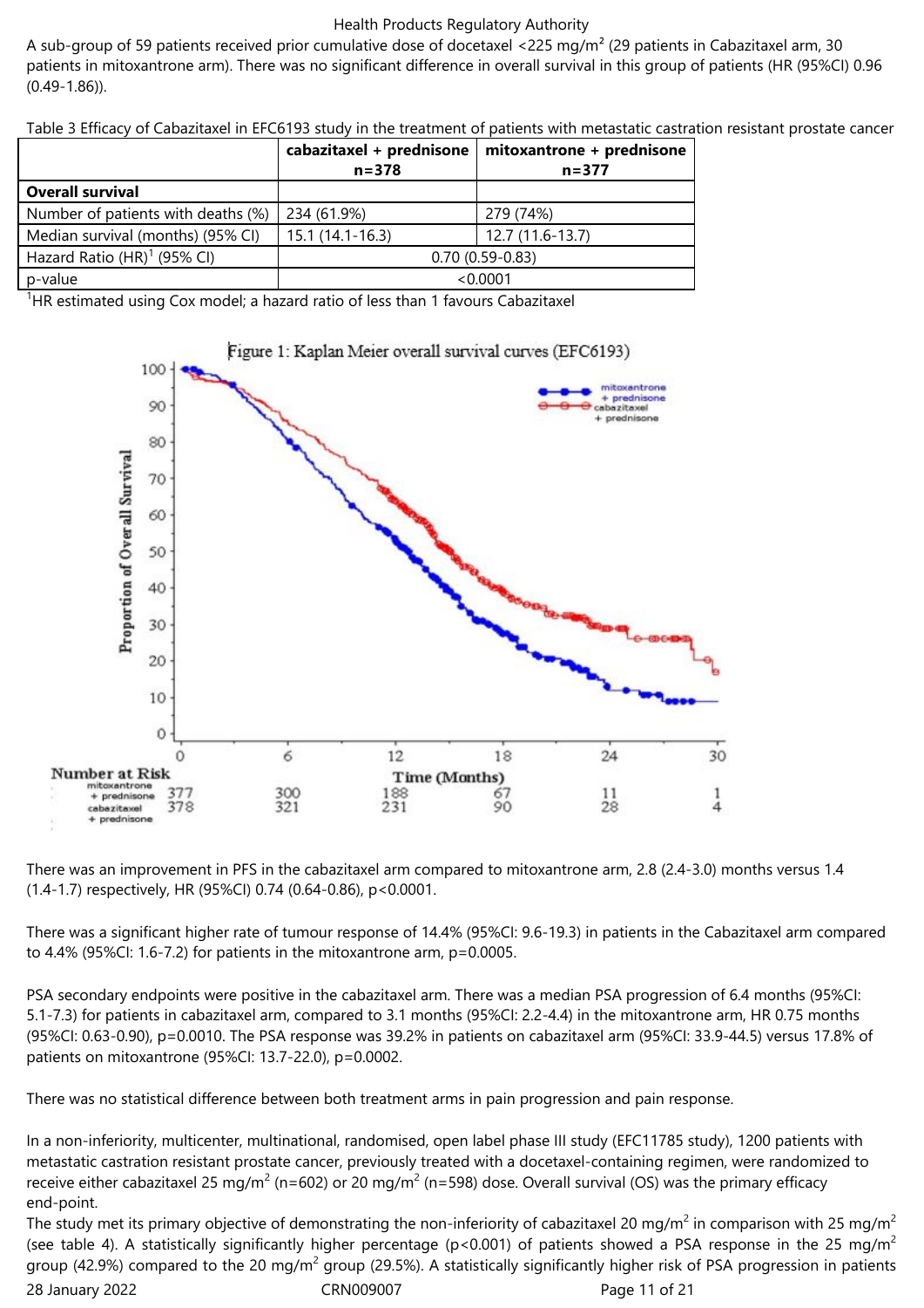A sub-group of 59 patients received prior cumulative dose of docetaxel <225 mg/m² (29 patients in Cabazitaxel arm, 30 patients in mitoxantrone arm). There was no significant difference in overall survival in this group of patients (HR (95%CI) 0.96 (0.49-1.86)).

Table 3 Efficacy of Cabazitaxel in EFC6193 study in the treatment of patients with metastatic castration resistant prostate cancer

| | **cabazitaxel + prednisone n=378** | **mitoxantrone + prednisone n=377** |
|---|---|---|
| **Overall survival** | | |
| Number of patients with deaths (%) | 234 (61.9%) | 279 (74%) |
| Median survival (months) (95% CI) | 15.1 (14.1-16.3) | 12.7 (11.6-13.7) |
| Hazard Ratio (HR)[1] (95% CI) | 0.70 (0.59-0.83) | |
| p-value | <0.0001 | |

[1]HR estimated using Cox model; a hazard ratio of less than 1 favours Cabazitaxel

Figure 1: Kaplan Meier overall survival curves (EFC6193)

Number at Risk

| Time (Months) | 0 | 6 | 12 | 18 | 24 | 30 |
|---|---|---|---|---|---|---|
| mitoxantrone + prednisone | 377 | 300 | 188 | 67 | 11 | 1 |
| cabazitaxel + prednisone | 378 | 321 | 231 | 90 | 28 | 4 |

There was an improvement in PFS in the cabazitaxel arm compared to mitoxantrone arm, 2.8 (2.4-3.0) months versus 1.4 (1.4-1.7) respectively, HR (95%CI) 0.74 (0.64-0.86), p<0.0001.

There was a significant higher rate of tumour response of 14.4% (95%CI: 9.6-19.3) in patients in the Cabazitaxel arm compared to 4.4% (95%CI: 1.6-7.2) for patients in the mitoxantrone arm, p=0.0005.

PSA secondary endpoints were positive in the cabazitaxel arm. There was a median PSA progression of 6.4 months (95%CI: 5.1-7.3) for patients in cabazitaxel arm, compared to 3.1 months (95%CI: 2.2-4.4) in the mitoxantrone arm, HR 0.75 months (95%CI: 0.63-0.90), p=0.0010. The PSA response was 39.2% in patients on cabazitaxel arm (95%CI: 33.9-44.5) versus 17.8% of patients on mitoxantrone (95%CI: 13.7-22.0), p=0.0002.

There was no statistical difference between both treatment arms in pain progression and pain response.

In a non-inferiority, multicenter, multinational, randomised, open label phase III study (EFC11785 study), 1200 patients with metastatic castration resistant prostate cancer, previously treated with a docetaxel-containing regimen, were randomized to receive either cabazitaxel 25 mg/m² (n=602) or 20 mg/m² (n=598) dose. Overall survival (OS) was the primary efficacy end-point.

The study met its primary objective of demonstrating the non-inferiority of cabazitaxel 20 mg/m² in comparison with 25 mg/m² (see table 4). A statistically significantly higher percentage (p<0.001) of patients showed a PSA response in the 25 mg/m² group (42.9%) compared to the 20 mg/m² group (29.5%). A statistically significantly higher risk of PSA progression in patients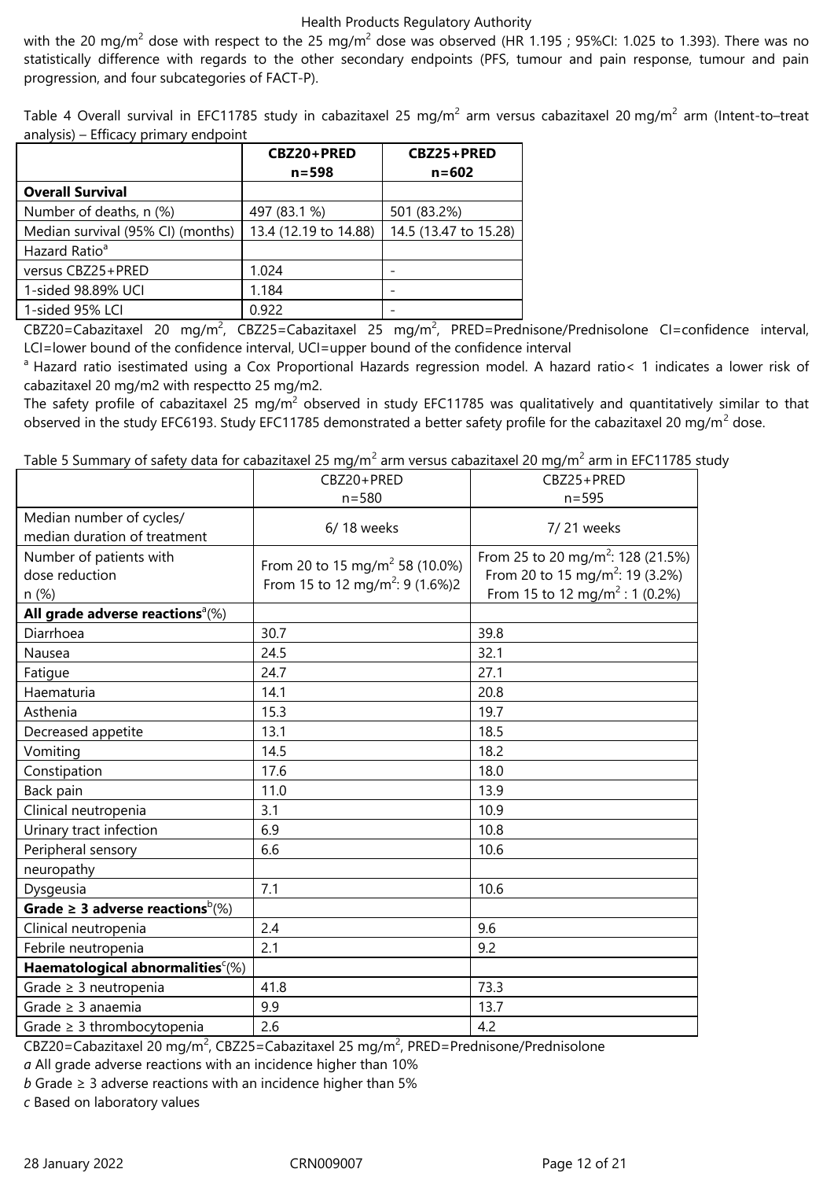with the 20 mg/m$^2$ dose with respect to the 25 mg/m$^2$ dose was observed (HR 1.195 ; 95%CI: 1.025 to 1.393). There was no statistically difference with regards to the other secondary endpoints (PFS, tumour and pain response, tumour and pain progression, and four subcategories of FACT-P).

Table 4 Overall survival in EFC11785 study in cabazitaxel 25 mg/m$^2$ arm versus cabazitaxel 20 mg/m$^2$ arm (Intent-to–treat analysis) – Efficacy primary endpoint

| | **CBZ20+PRED n=598** | **CBZ25+PRED n=602** |
|---|---|---|
| **Overall Survival** | | |
| Number of deaths, n (%) | 497 (83.1 %) | 501 (83.2%) |
| Median survival (95% CI) (months) | 13.4 (12.19 to 14.88) | 14.5 (13.47 to 15.28) |
| Hazard Ratio[a] | | |
| versus CBZ25+PRED | 1.024 | - |
| 1-sided 98.89% UCI | 1.184 | - |
| 1-sided 95% LCI | 0.922 | - |

CBZ20=Cabazitaxel 20 mg/m$^2$, CBZ25=Cabazitaxel 25 mg/m$^2$, PRED=Prednisone/Prednisolone CI=confidence interval, LCI=lower bound of the confidence interval, UCI=upper bound of the confidence interval

[a] Hazard ratio isestimated using a Cox Proportional Hazards regression model. A hazard ratio< 1 indicates a lower risk of cabazitaxel 20 mg/m2 with respectto 25 mg/m2.

The safety profile of cabazitaxel 25 mg/m$^2$ observed in study EFC11785 was qualitatively and quantitatively similar to that observed in the study EFC6193. Study EFC11785 demonstrated a better safety profile for the cabazitaxel 20 mg/m$^2$ dose.

Table 5 Summary of safety data for cabazitaxel 25 mg/m$^2$ arm versus cabazitaxel 20 mg/m$^2$ arm in EFC11785 study

| | CBZ20+PRED n=580 | CBZ25+PRED n=595 |
|---|---|---|
| Median number of cycles/ median duration of treatment | 6/ 18 weeks | 7/ 21 weeks |
| Number of patients with dose reduction n (%) | From 20 to 15 mg/m$^2$ 58 (10.0%) From 15 to 12 mg/m$^2$: 9 (1.6%)2 | From 25 to 20 mg/m$^2$: 128 (21.5%) From 20 to 15 mg/m$^2$: 19 (3.2%) From 15 to 12 mg/m$^2$ : 1 (0.2%) |
| **All grade adverse reactions**[a](%) | | |
| Diarrhoea | 30.7 | 39.8 |
| Nausea | 24.5 | 32.1 |
| Fatigue | 24.7 | 27.1 |
| Haematuria | 14.1 | 20.8 |
| Asthenia | 15.3 | 19.7 |
| Decreased appetite | 13.1 | 18.5 |
| Vomiting | 14.5 | 18.2 |
| Constipation | 17.6 | 18.0 |
| Back pain | 11.0 | 13.9 |
| Clinical neutropenia | 3.1 | 10.9 |
| Urinary tract infection | 6.9 | 10.8 |
| Peripheral sensory neuropathy | 6.6 | 10.6 |
| Dysgeusia | 7.1 | 10.6 |
| **Grade ≥ 3 adverse reactions**[b](%) | | |
| Clinical neutropenia | 2.4 | 9.6 |
| Febrile neutropenia | 2.1 | 9.2 |
| **Haematological abnormalities**[c](%) | | |
| Grade ≥ 3 neutropenia | 41.8 | 73.3 |
| Grade ≥ 3 anaemia | 9.9 | 13.7 |
| Grade ≥ 3 thrombocytopenia | 2.6 | 4.2 |

CBZ20=Cabazitaxel 20 mg/m$^2$, CBZ25=Cabazitaxel 25 mg/m$^2$, PRED=Prednisone/Prednisolone

*a* All grade adverse reactions with an incidence higher than 10%

*b* Grade ≥ 3 adverse reactions with an incidence higher than 5%

*c* Based on laboratory values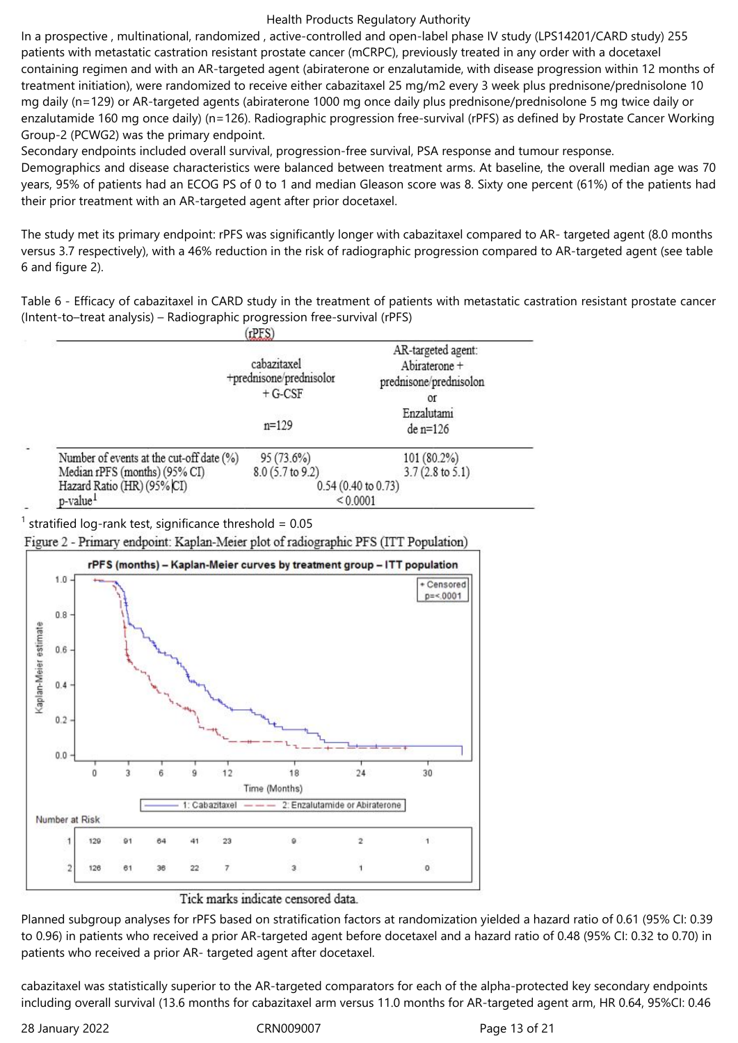In a prospective , multinational, randomized , active-controlled and open-label phase IV study (LPS14201/CARD study) 255 patients with metastatic castration resistant prostate cancer (mCRPC), previously treated in any order with a docetaxel containing regimen and with an AR-targeted agent (abiraterone or enzalutamide, with disease progression within 12 months of treatment initiation), were randomized to receive either cabazitaxel 25 mg/m2 every 3 week plus prednisone/prednisolone 10 mg daily (n=129) or AR-targeted agents (abiraterone 1000 mg once daily plus prednisone/prednisolone 5 mg twice daily or enzalutamide 160 mg once daily) (n=126). Radiographic progression free-survival (rPFS) as defined by Prostate Cancer Working Group-2 (PCWG2) was the primary endpoint.

Secondary endpoints included overall survival, progression-free survival, PSA response and tumour response.

Demographics and disease characteristics were balanced between treatment arms. At baseline, the overall median age was 70 years, 95% of patients had an ECOG PS of 0 to 1 and median Gleason score was 8. Sixty one percent (61%) of the patients had their prior treatment with an AR-targeted agent after prior docetaxel.

The study met its primary endpoint: rPFS was significantly longer with cabazitaxel compared to AR- targeted agent (8.0 months versus 3.7 respectively), with a 46% reduction in the risk of radiographic progression compared to AR-targeted agent (see table 6 and figure 2).

Table 6 - Efficacy of cabazitaxel in CARD study in the treatment of patients with metastatic castration resistant prostate cancer (Intent-to–treat analysis) – Radiographic progression free-survival (rPFS)

| (rPFS) | cabazitaxel +prednisone/prednisolor + G-CSF n=129 | AR-targeted agent: Abiraterone + prednisone/prednisolon or Enzalutamide n=126 |
|---|---|---|
| Number of events at the cut-off date (%) | 95 (73.6%) | 101 (80.2%) |
| Median rPFS (months) (95% CI) | 8.0 (5.7 to 9.2) | 3.7 (2.8 to 5.1) |
| Hazard Ratio (HR) (95% CI) | 0.54 (0.40 to 0.73) | |
| p-value[1] | < 0.0001 | |

[1] stratified log-rank test, significance threshold = 0.05

Figure 2 - Primary endpoint: Kaplan-Meier plot of radiographic PFS (ITT Population)

rPFS (months) – Kaplan-Meier curves by treatment group – ITT population

Number at Risk

| | 0 | 3 | 6 | 9 | 12 | 18 | 24 | 30 |
|---|---|---|---|---|---|---|---|---|
| 1: Cabazitaxel | 129 | 91 | 64 | 41 | 23 | 9 | 2 | 1 |
| 2: Enzalutamide or Abiraterone | 126 | 61 | 36 | 22 | 7 | 3 | 1 | 0 |

Tick marks indicate censored data.

Planned subgroup analyses for rPFS based on stratification factors at randomization yielded a hazard ratio of 0.61 (95% CI: 0.39 to 0.96) in patients who received a prior AR-targeted agent before docetaxel and a hazard ratio of 0.48 (95% CI: 0.32 to 0.70) in patients who received a prior AR- targeted agent after docetaxel.

cabazitaxel was statistically superior to the AR-targeted comparators for each of the alpha-protected key secondary endpoints including overall survival (13.6 months for cabazitaxel arm versus 11.0 months for AR-targeted agent arm, HR 0.64, 95%CI: 0.46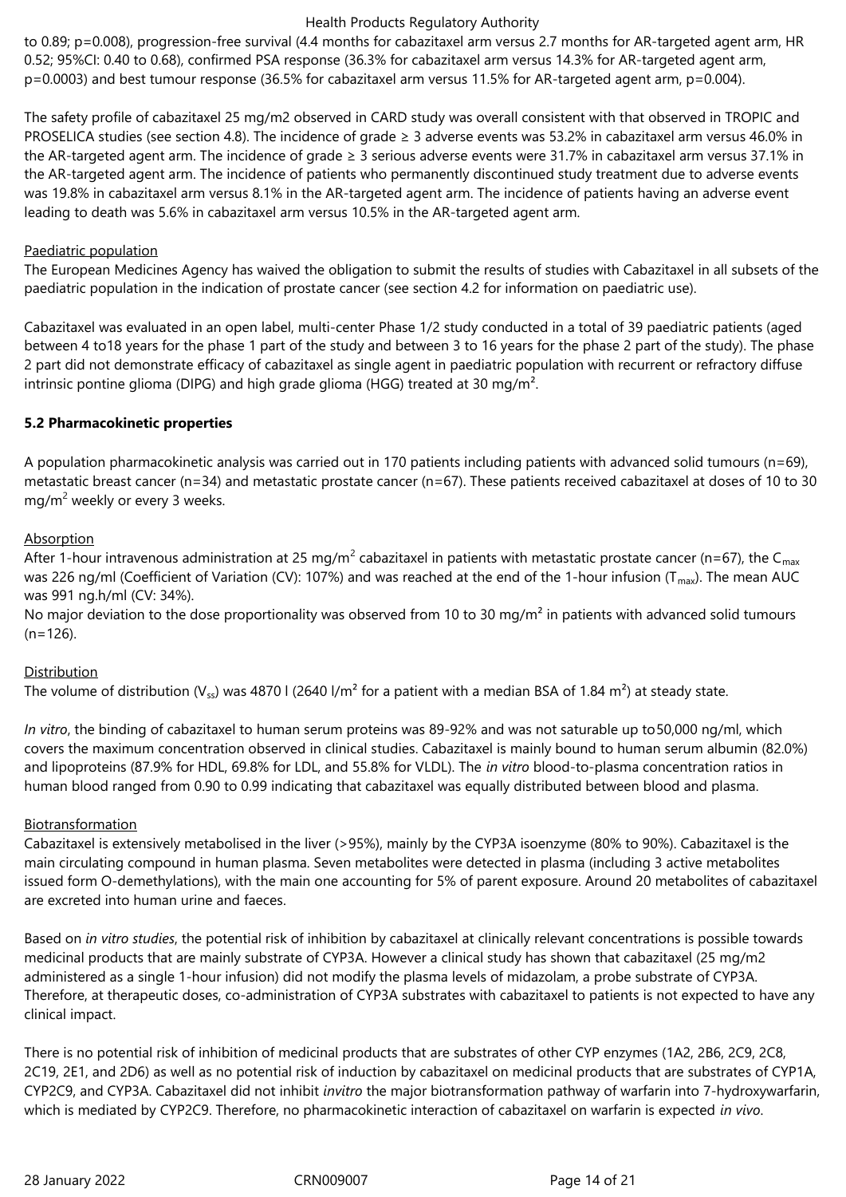to 0.89; p=0.008), progression-free survival (4.4 months for cabazitaxel arm versus 2.7 months for AR-targeted agent arm, HR 0.52; 95%CI: 0.40 to 0.68), confirmed PSA response (36.3% for cabazitaxel arm versus 14.3% for AR-targeted agent arm, p=0.0003) and best tumour response (36.5% for cabazitaxel arm versus 11.5% for AR-targeted agent arm, p=0.004).

The safety profile of cabazitaxel 25 mg/m2 observed in CARD study was overall consistent with that observed in TROPIC and PROSELICA studies (see section 4.8). The incidence of grade ≥ 3 adverse events was 53.2% in cabazitaxel arm versus 46.0% in the AR-targeted agent arm. The incidence of grade ≥ 3 serious adverse events were 31.7% in cabazitaxel arm versus 37.1% in the AR-targeted agent arm. The incidence of patients who permanently discontinued study treatment due to adverse events was 19.8% in cabazitaxel arm versus 8.1% in the AR-targeted agent arm. The incidence of patients having an adverse event leading to death was 5.6% in cabazitaxel arm versus 10.5% in the AR-targeted agent arm.

Paediatric population

The European Medicines Agency has waived the obligation to submit the results of studies with Cabazitaxel in all subsets of the paediatric population in the indication of prostate cancer (see section 4.2 for information on paediatric use).

Cabazitaxel was evaluated in an open label, multi-center Phase 1/2 study conducted in a total of 39 paediatric patients (aged between 4 to18 years for the phase 1 part of the study and between 3 to 16 years for the phase 2 part of the study). The phase 2 part did not demonstrate efficacy of cabazitaxel as single agent in paediatric population with recurrent or refractory diffuse intrinsic pontine glioma (DIPG) and high grade glioma (HGG) treated at 30 mg/m².

**5.2 Pharmacokinetic properties**

A population pharmacokinetic analysis was carried out in 170 patients including patients with advanced solid tumours (n=69), metastatic breast cancer (n=34) and metastatic prostate cancer (n=67). These patients received cabazitaxel at doses of 10 to 30 mg/m$^2$ weekly or every 3 weeks.

Absorption

After 1-hour intravenous administration at 25 mg/m$^2$ cabazitaxel in patients with metastatic prostate cancer (n=67), the $C_{max}$ was 226 ng/ml (Coefficient of Variation (CV): 107%) and was reached at the end of the 1-hour infusion ($T_{max}$). The mean AUC was 991 ng.h/ml (CV: 34%).
No major deviation to the dose proportionality was observed from 10 to 30 mg/m² in patients with advanced solid tumours (n=126).

Distribution

The volume of distribution ($V_{ss}$) was 4870 l (2640 l/m² for a patient with a median BSA of 1.84 m²) at steady state.

*In vitro*, the binding of cabazitaxel to human serum proteins was 89-92% and was not saturable up to50,000 ng/ml, which covers the maximum concentration observed in clinical studies. Cabazitaxel is mainly bound to human serum albumin (82.0%) and lipoproteins (87.9% for HDL, 69.8% for LDL, and 55.8% for VLDL). The *in vitro* blood-to-plasma concentration ratios in human blood ranged from 0.90 to 0.99 indicating that cabazitaxel was equally distributed between blood and plasma.

Biotransformation

Cabazitaxel is extensively metabolised in the liver (>95%), mainly by the CYP3A isoenzyme (80% to 90%). Cabazitaxel is the main circulating compound in human plasma. Seven metabolites were detected in plasma (including 3 active metabolites issued form O-demethylations), with the main one accounting for 5% of parent exposure. Around 20 metabolites of cabazitaxel are excreted into human urine and faeces.

Based on *in vitro studies*, the potential risk of inhibition by cabazitaxel at clinically relevant concentrations is possible towards medicinal products that are mainly substrate of CYP3A. However a clinical study has shown that cabazitaxel (25 mg/m2 administered as a single 1-hour infusion) did not modify the plasma levels of midazolam, a probe substrate of CYP3A. Therefore, at therapeutic doses, co-administration of CYP3A substrates with cabazitaxel to patients is not expected to have any clinical impact.

There is no potential risk of inhibition of medicinal products that are substrates of other CYP enzymes (1A2, 2B6, 2C9, 2C8, 2C19, 2E1, and 2D6) as well as no potential risk of induction by cabazitaxel on medicinal products that are substrates of CYP1A, CYP2C9, and CYP3A. Cabazitaxel did not inhibit *invitro* the major biotransformation pathway of warfarin into 7-hydroxywarfarin, which is mediated by CYP2C9. Therefore, no pharmacokinetic interaction of cabazitaxel on warfarin is expected *in vivo*.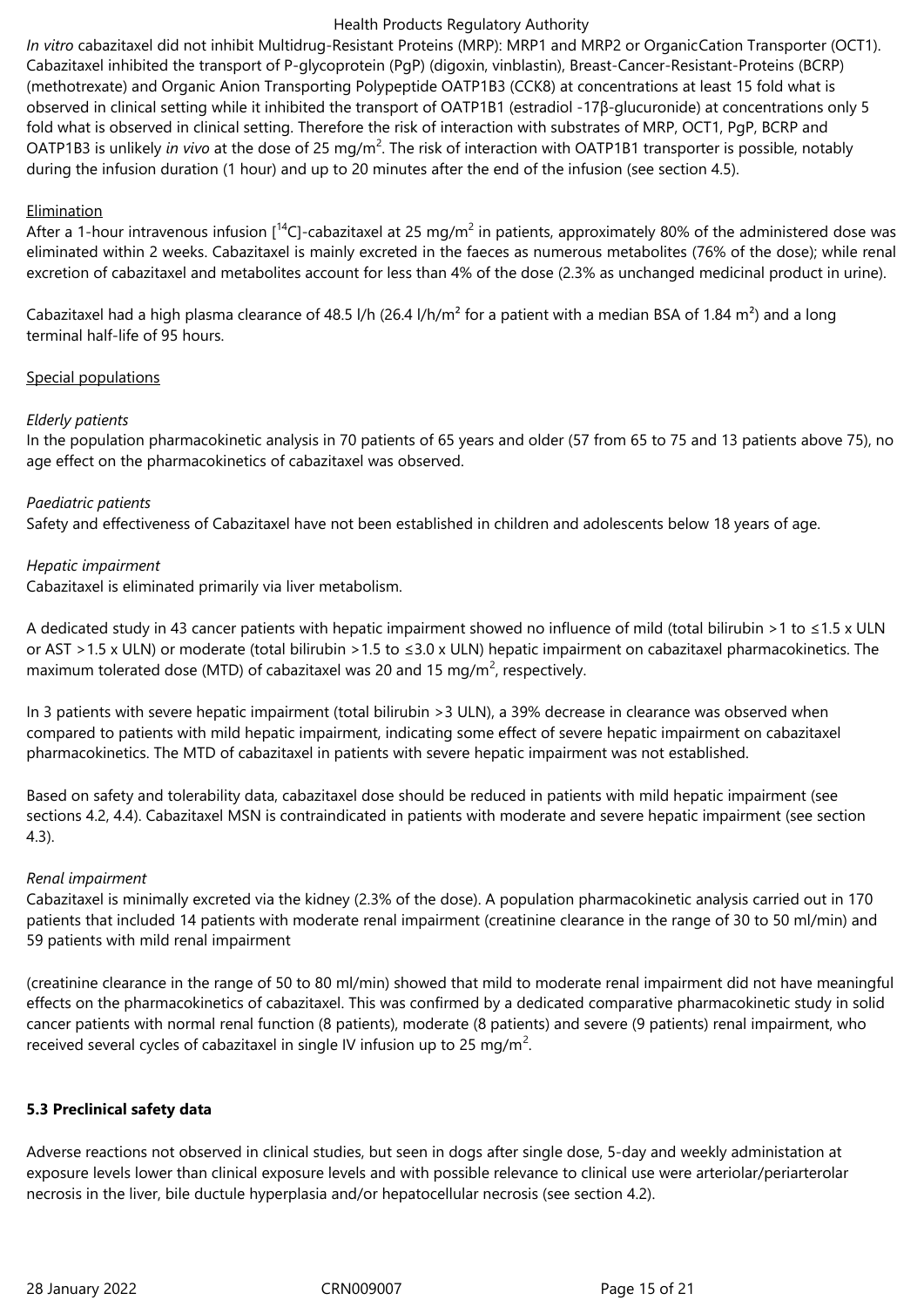*In vitro* cabazitaxel did not inhibit Multidrug-Resistant Proteins (MRP): MRP1 and MRP2 or OrganicCation Transporter (OCT1). Cabazitaxel inhibited the transport of P-glycoprotein (PgP) (digoxin, vinblastin), Breast-Cancer-Resistant-Proteins (BCRP) (methotrexate) and Organic Anion Transporting Polypeptide OATP1B3 (CCK8) at concentrations at least 15 fold what is observed in clinical setting while it inhibited the transport of OATP1B1 (estradiol -17β-glucuronide) at concentrations only 5 fold what is observed in clinical setting. Therefore the risk of interaction with substrates of MRP, OCT1, PgP, BCRP and OATP1B3 is unlikely *in vivo* at the dose of 25 mg/m$^2$. The risk of interaction with OATP1B1 transporter is possible, notably during the infusion duration (1 hour) and up to 20 minutes after the end of the infusion (see section 4.5).

Elimination

After a 1-hour intravenous infusion [$^{14}$C]-cabazitaxel at 25 mg/m$^2$ in patients, approximately 80% of the administered dose was eliminated within 2 weeks. Cabazitaxel is mainly excreted in the faeces as numerous metabolites (76% of the dose); while renal excretion of cabazitaxel and metabolites account for less than 4% of the dose (2.3% as unchanged medicinal product in urine).

Cabazitaxel had a high plasma clearance of 48.5 l/h (26.4 l/h/m$^2$ for a patient with a median BSA of 1.84 m$^2$) and a long terminal half-life of 95 hours.

Special populations

*Elderly patients*

In the population pharmacokinetic analysis in 70 patients of 65 years and older (57 from 65 to 75 and 13 patients above 75), no age effect on the pharmacokinetics of cabazitaxel was observed.

*Paediatric patients*

Safety and effectiveness of Cabazitaxel have not been established in children and adolescents below 18 years of age.

*Hepatic impairment*

Cabazitaxel is eliminated primarily via liver metabolism.

A dedicated study in 43 cancer patients with hepatic impairment showed no influence of mild (total bilirubin >1 to ≤1.5 x ULN or AST >1.5 x ULN) or moderate (total bilirubin >1.5 to ≤3.0 x ULN) hepatic impairment on cabazitaxel pharmacokinetics. The maximum tolerated dose (MTD) of cabazitaxel was 20 and 15 mg/m$^2$, respectively.

In 3 patients with severe hepatic impairment (total bilirubin >3 ULN), a 39% decrease in clearance was observed when compared to patients with mild hepatic impairment, indicating some effect of severe hepatic impairment on cabazitaxel pharmacokinetics. The MTD of cabazitaxel in patients with severe hepatic impairment was not established.

Based on safety and tolerability data, cabazitaxel dose should be reduced in patients with mild hepatic impairment (see sections 4.2, 4.4). Cabazitaxel MSN is contraindicated in patients with moderate and severe hepatic impairment (see section 4.3).

*Renal impairment*

Cabazitaxel is minimally excreted via the kidney (2.3% of the dose). A population pharmacokinetic analysis carried out in 170 patients that included 14 patients with moderate renal impairment (creatinine clearance in the range of 30 to 50 ml/min) and 59 patients with mild renal impairment (creatinine clearance in the range of 50 to 80 ml/min) showed that mild to moderate renal impairment did not have meaningful effects on the pharmacokinetics of cabazitaxel. This was confirmed by a dedicated comparative pharmacokinetic study in solid cancer patients with normal renal function (8 patients), moderate (8 patients) and severe (9 patients) renal impairment, who received several cycles of cabazitaxel in single IV infusion up to 25 mg/m$^2$.

**5.3 Preclinical safety data**

Adverse reactions not observed in clinical studies, but seen in dogs after single dose, 5-day and weekly administation at exposure levels lower than clinical exposure levels and with possible relevance to clinical use were arteriolar/periarterolar necrosis in the liver, bile ductule hyperplasia and/or hepatocellular necrosis (see section 4.2).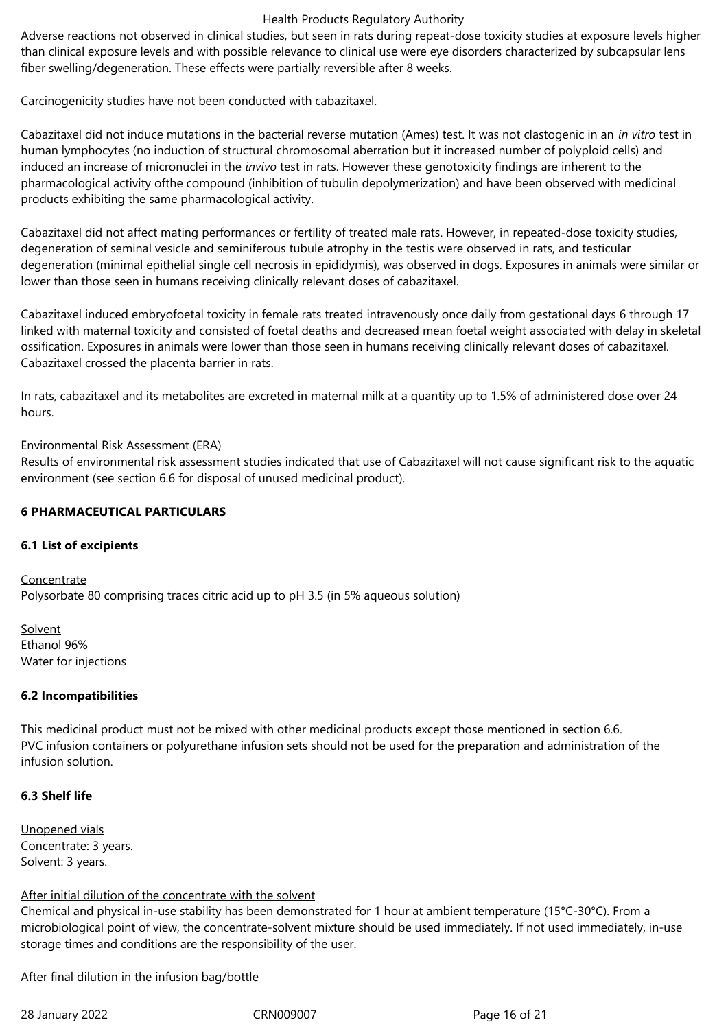Adverse reactions not observed in clinical studies, but seen in rats during repeat-dose toxicity studies at exposure levels higher than clinical exposure levels and with possible relevance to clinical use were eye disorders characterized by subcapsular lens fiber swelling/degeneration. These effects were partially reversible after 8 weeks.

Carcinogenicity studies have not been conducted with cabazitaxel.

Cabazitaxel did not induce mutations in the bacterial reverse mutation (Ames) test. It was not clastogenic in an *in vitro* test in human lymphocytes (no induction of structural chromosomal aberration but it increased number of polyploid cells) and induced an increase of micronuclei in the *invivo* test in rats. However these genotoxicity findings are inherent to the pharmacological activity ofthe compound (inhibition of tubulin depolymerization) and have been observed with medicinal products exhibiting the same pharmacological activity.

Cabazitaxel did not affect mating performances or fertility of treated male rats. However, in repeated-dose toxicity studies, degeneration of seminal vesicle and seminiferous tubule atrophy in the testis were observed in rats, and testicular degeneration (minimal epithelial single cell necrosis in epididymis), was observed in dogs. Exposures in animals were similar or lower than those seen in humans receiving clinically relevant doses of cabazitaxel.

Cabazitaxel induced embryofoetal toxicity in female rats treated intravenously once daily from gestational days 6 through 17 linked with maternal toxicity and consisted of foetal deaths and decreased mean foetal weight associated with delay in skeletal ossification. Exposures in animals were lower than those seen in humans receiving clinically relevant doses of cabazitaxel. Cabazitaxel crossed the placenta barrier in rats.

In rats, cabazitaxel and its metabolites are excreted in maternal milk at a quantity up to 1.5% of administered dose over 24 hours.

Environmental Risk Assessment (ERA)

Results of environmental risk assessment studies indicated that use of Cabazitaxel will not cause significant risk to the aquatic environment (see section 6.6 for disposal of unused medicinal product).

## 6 PHARMACEUTICAL PARTICULARS

### 6.1 List of excipients

Concentrate

Polysorbate 80 comprising traces citric acid up to pH 3.5 (in 5% aqueous solution)

Solvent

Ethanol 96%

Water for injections

### 6.2 Incompatibilities

This medicinal product must not be mixed with other medicinal products except those mentioned in section 6.6.

PVC infusion containers or polyurethane infusion sets should not be used for the preparation and administration of the infusion solution.

### 6.3 Shelf life

Unopened vials

Concentrate: 3 years.

Solvent: 3 years.

After initial dilution of the concentrate with the solvent

Chemical and physical in-use stability has been demonstrated for 1 hour at ambient temperature (15°C-30°C). From a microbiological point of view, the concentrate-solvent mixture should be used immediately. If not used immediately, in-use storage times and conditions are the responsibility of the user.

After final dilution in the infusion bag/bottle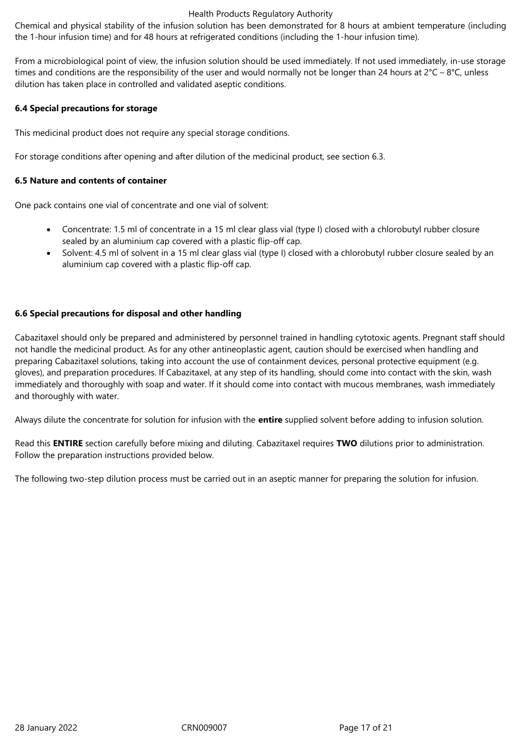Chemical and physical stability of the infusion solution has been demonstrated for 8 hours at ambient temperature (including the 1-hour infusion time) and for 48 hours at refrigerated conditions (including the 1-hour infusion time).

From a microbiological point of view, the infusion solution should be used immediately. If not used immediately, in-use storage times and conditions are the responsibility of the user and would normally not be longer than 24 hours at 2°C – 8°C, unless dilution has taken place in controlled and validated aseptic conditions.

**6.4 Special precautions for storage**

This medicinal product does not require any special storage conditions.

For storage conditions after opening and after dilution of the medicinal product, see section 6.3.

**6.5 Nature and contents of container**

One pack contains one vial of concentrate and one vial of solvent:

- Concentrate: 1.5 ml of concentrate in a 15 ml clear glass vial (type I) closed with a chlorobutyl rubber closure sealed by an aluminium cap covered with a plastic flip-off cap.
- Solvent: 4.5 ml of solvent in a 15 ml clear glass vial (type I) closed with a chlorobutyl rubber closure sealed by an aluminium cap covered with a plastic flip-off cap.

**6.6 Special precautions for disposal and other handling**

Cabazitaxel should only be prepared and administered by personnel trained in handling cytotoxic agents. Pregnant staff should not handle the medicinal product. As for any other antineoplastic agent, caution should be exercised when handling and preparing Cabazitaxel solutions, taking into account the use of containment devices, personal protective equipment (e.g. gloves), and preparation procedures. If Cabazitaxel, at any step of its handling, should come into contact with the skin, wash immediately and thoroughly with soap and water. If it should come into contact with mucous membranes, wash immediately and thoroughly with water.

Always dilute the concentrate for solution for infusion with the **entire** supplied solvent before adding to infusion solution.

Read this **ENTIRE** section carefully before mixing and diluting. Cabazitaxel requires **TWO** dilutions prior to administration. Follow the preparation instructions provided below.

The following two-step dilution process must be carried out in an aseptic manner for preparing the solution for infusion.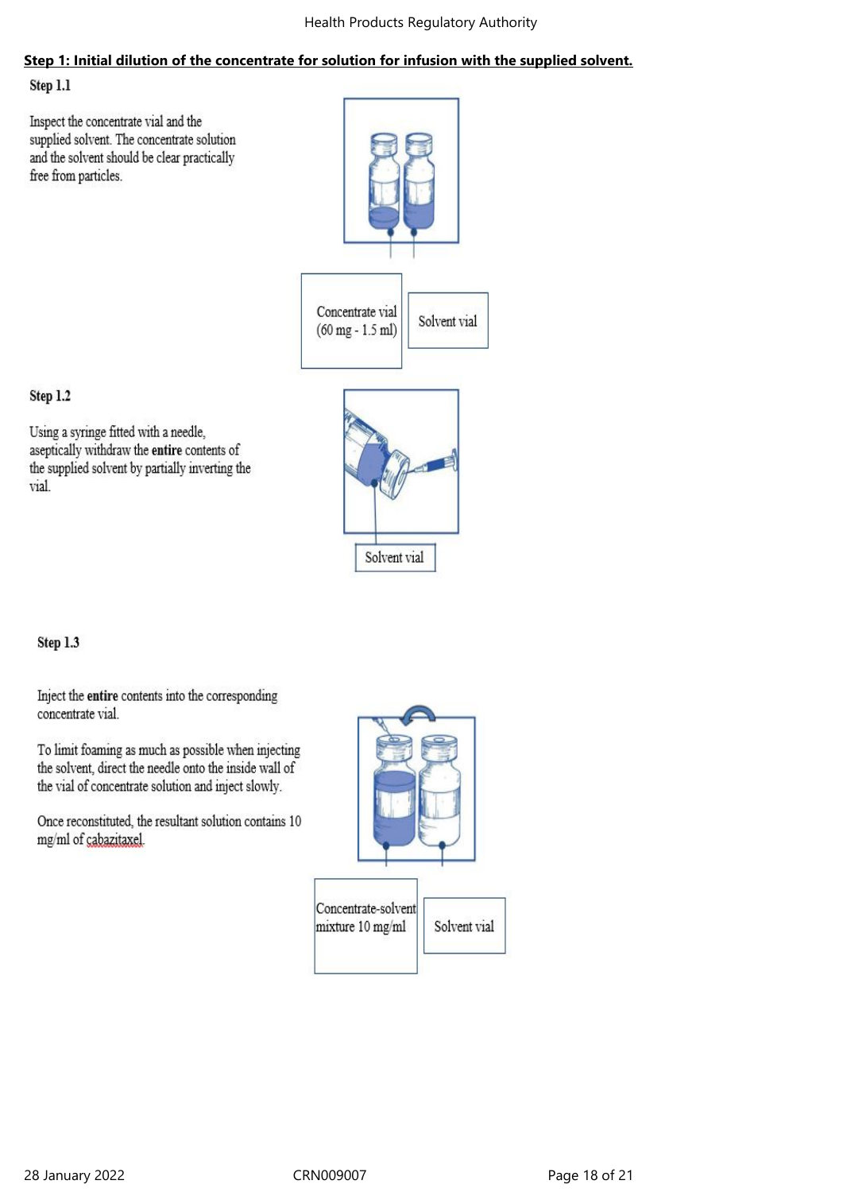**Step 1: Initial dilution of the concentrate for solution for infusion with the supplied solvent.**

**Step 1.1**

Inspect the concentrate vial and the supplied solvent. The concentrate solution and the solvent should be clear practically free from particles.

Concentrate vial (60 mg - 1.5 ml)

Solvent vial

**Step 1.2**

Using a syringe fitted with a needle, aseptically withdraw the **entire** contents of the supplied solvent by partially inverting the vial.

Solvent vial

**Step 1.3**

Inject the **entire** contents into the corresponding concentrate vial.

To limit foaming as much as possible when injecting the solvent, direct the needle onto the inside wall of the vial of concentrate solution and inject slowly.

Once reconstituted, the resultant solution contains 10 mg/ml of cabazitaxel.

Concentrate-solvent mixture 10 mg/ml

Solvent vial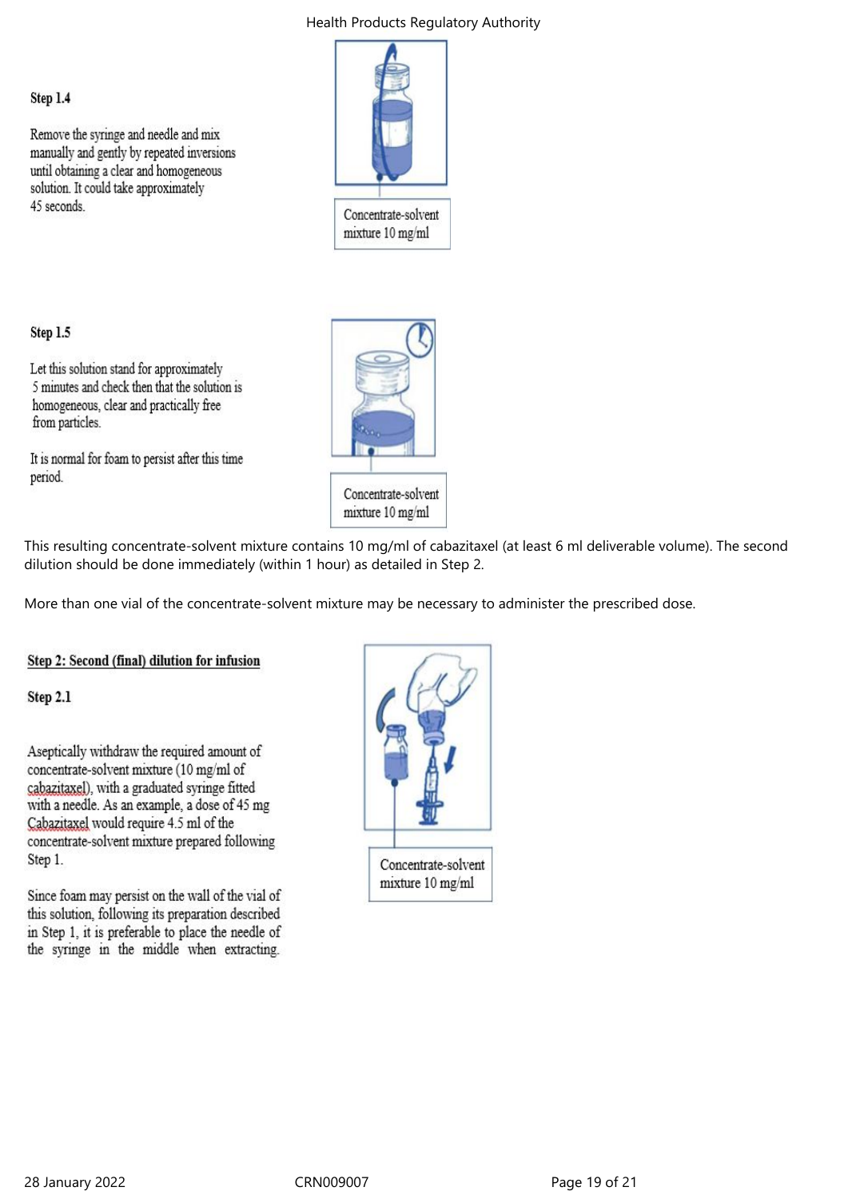**Step 1.4**

Remove the syringe and needle and mix manually and gently by repeated inversions until obtaining a clear and homogeneous solution. It could take approximately 45 seconds.

Concentrate-solvent mixture 10 mg/ml

**Step 1.5**

Let this solution stand for approximately 5 minutes and check then that the solution is homogeneous, clear and practically free from particles.

It is normal for foam to persist after this time period.

Concentrate-solvent mixture 10 mg/ml

This resulting concentrate-solvent mixture contains 10 mg/ml of cabazitaxel (at least 6 ml deliverable volume). The second dilution should be done immediately (within 1 hour) as detailed in Step 2.

More than one vial of the concentrate-solvent mixture may be necessary to administer the prescribed dose.

**Step 2: Second (final) dilution for infusion**

**Step 2.1**

Aseptically withdraw the required amount of concentrate-solvent mixture (10 mg/ml of cabazitaxel), with a graduated syringe fitted with a needle. As an example, a dose of 45 mg Cabazitaxel would require 4.5 ml of the concentrate-solvent mixture prepared following Step 1.

Since foam may persist on the wall of the vial of this solution, following its preparation described in Step 1, it is preferable to place the needle of the syringe in the middle when extracting.

Concentrate-solvent mixture 10 mg/ml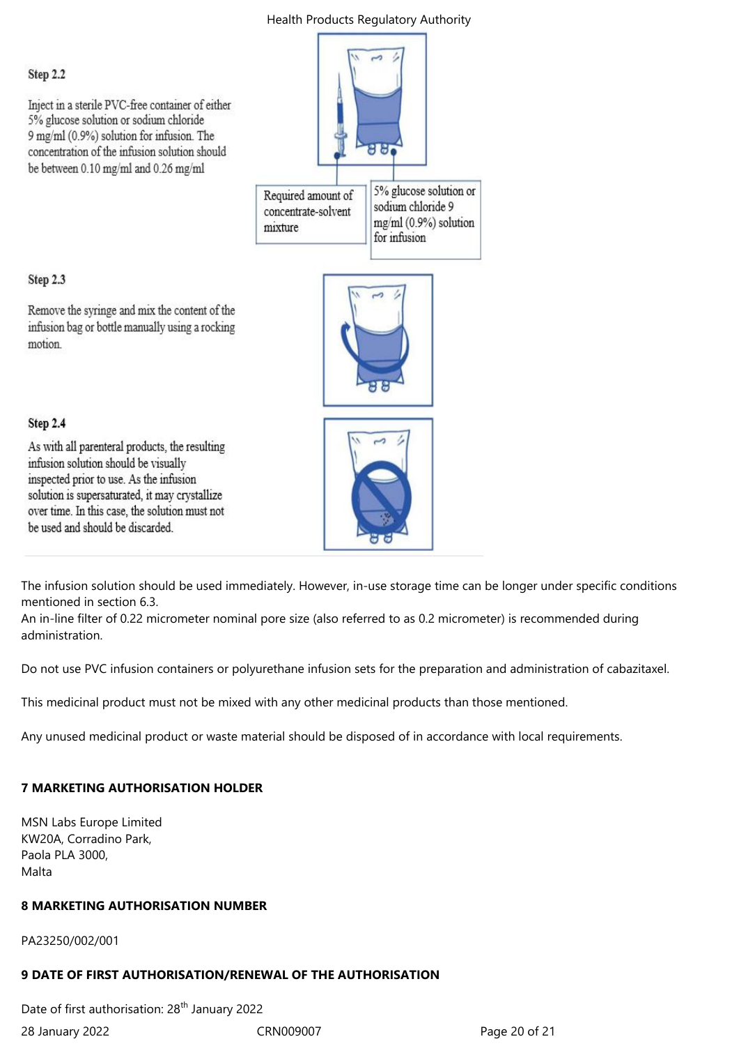**Step 2.2**

Inject in a sterile PVC-free container of either 5% glucose solution or sodium chloride 9 mg/ml (0.9%) solution for infusion. The concentration of the infusion solution should be between 0.10 mg/ml and 0.26 mg/ml

Required amount of concentrate-solvent mixture

5% glucose solution or sodium chloride 9 mg/ml (0.9%) solution for infusion

**Step 2.3**

Remove the syringe and mix the content of the infusion bag or bottle manually using a rocking motion.

**Step 2.4**

As with all parenteral products, the resulting infusion solution should be visually inspected prior to use. As the infusion solution is supersaturated, it may crystallize over time. In this case, the solution must not be used and should be discarded.

The infusion solution should be used immediately. However, in-use storage time can be longer under specific conditions mentioned in section 6.3.
An in-line filter of 0.22 micrometer nominal pore size (also referred to as 0.2 micrometer) is recommended during administration.

Do not use PVC infusion containers or polyurethane infusion sets for the preparation and administration of cabazitaxel.

This medicinal product must not be mixed with any other medicinal products than those mentioned.

Any unused medicinal product or waste material should be disposed of in accordance with local requirements.

## 7 MARKETING AUTHORISATION HOLDER

MSN Labs Europe Limited
KW20A, Corradino Park,
Paola PLA 3000,
Malta

## 8 MARKETING AUTHORISATION NUMBER

PA23250/002/001

## 9 DATE OF FIRST AUTHORISATION/RENEWAL OF THE AUTHORISATION

Date of first authorisation: 28th January 2022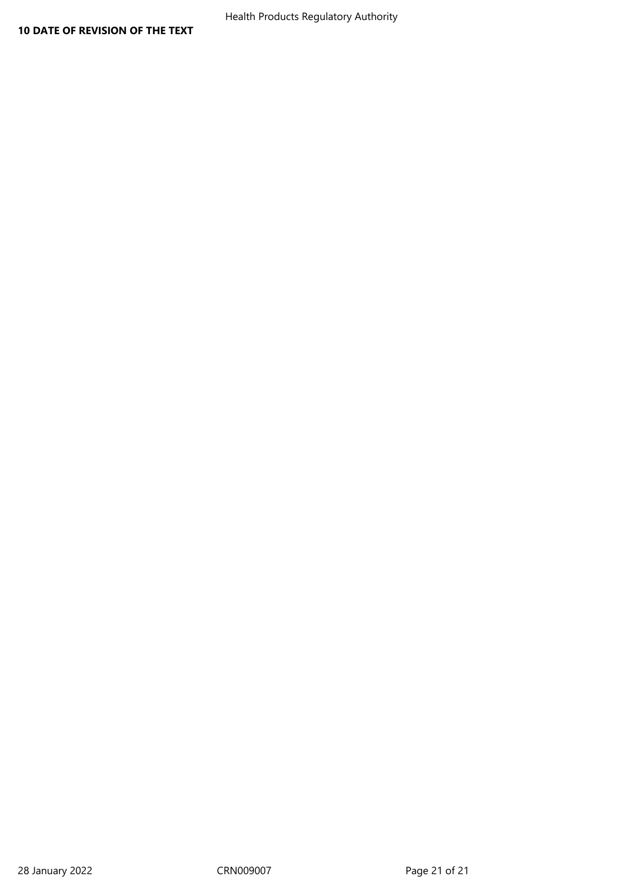**10 DATE OF REVISION OF THE TEXT**